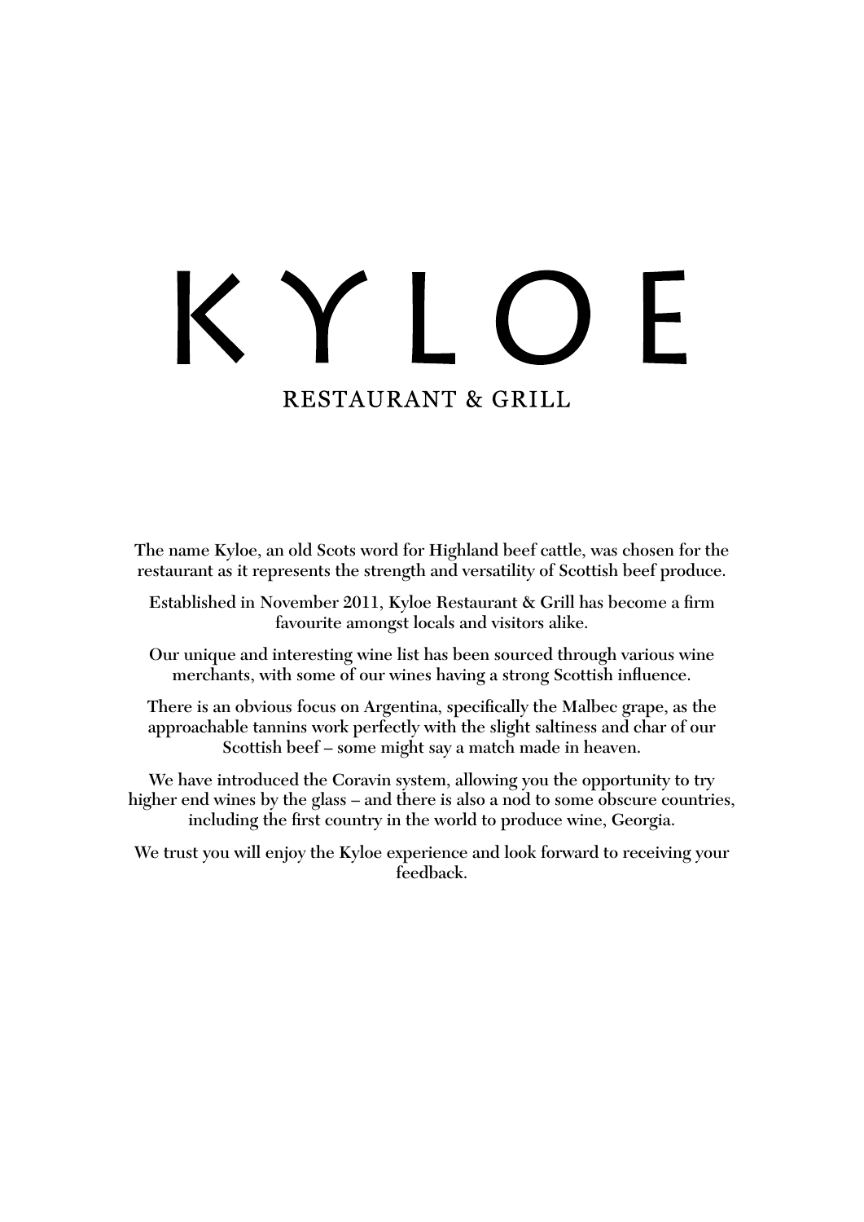# KYLOE

## RESTAURANT & GRILL

**The name Kyloe, an old Scots word for Highland beef cattle, was chosen for the restaurant as it represents the strength and versatility of Scottish beef produce.**

**Established in November 2011, Kyloe Restaurant & Grill has become a firm favourite amongst locals and visitors alike.**

**Our unique and interesting wine list has been sourced through various wine merchants, with some of our wines having a strong Scottish influence.**

**There is an obvious focus on Argentina, specifically the Malbec grape, as the approachable tannins work perfectly with the slight saltiness and char of our Scottish beef – some might say a match made in heaven.**

**We have introduced the Coravin system, allowing you the opportunity to try higher end wines by the glass – and there is also a nod to some obscure countries, including the first country in the world to produce wine, Georgia.**

**We trust you will enjoy the Kyloe experience and look forward to receiving your feedback.**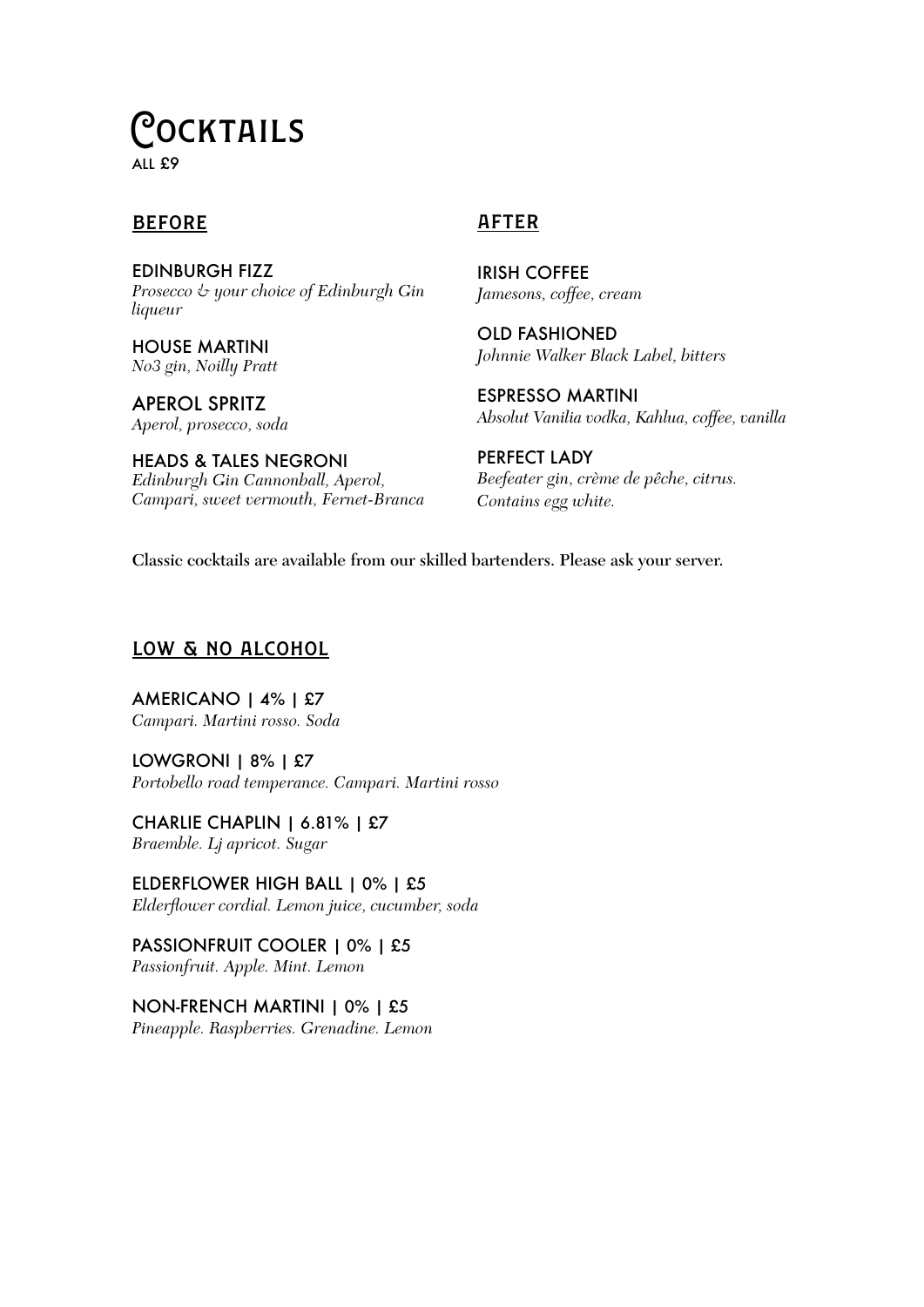# Cocktails

ALL £9

## BEFORE

EDINBURGH FIZZ
*Prosecco & your choice of Edinburgh Gin liqueur*

HOUSE MARTINI
*No3 gin, Noilly Pratt*

APEROL SPRITZ
*Aperol, prosecco, soda*

HEADS & TALES NEGRONI
*Edinburgh Gin Cannonball, Aperol, Campari, sweet vermouth, Fernet-Branca*

## AFTER

IRISH COFFEE
*Jamesons, coffee, cream*

OLD FASHIONED
*Johnnie Walker Black Label, bitters*

ESPRESSO MARTINI
*Absolut Vanilia vodka, Kahlua, coffee, vanilla*

PERFECT LADY
*Beefeater gin, crème de pêche, citrus. Contains egg white.*

**Classic cocktails are available from our skilled bartenders. Please ask your server.**

## LOW & NO ALCOHOL

AMERICANO | 4% | £7
*Campari. Martini rosso. Soda*

LOWGRONI | 8% | £7
*Portobello road temperance. Campari. Martini rosso*

CHARLIE CHAPLIN | 6.81% | £7
*Braemble. Lj apricot. Sugar*

ELDERFLOWER HIGH BALL | 0% | £5
*Elderflower cordial. Lemon juice, cucumber, soda*

PASSIONFRUIT COOLER | 0% | £5
*Passionfruit. Apple. Mint. Lemon*

NON-FRENCH MARTINI | 0% | £5
*Pineapple. Raspberries. Grenadine. Lemon*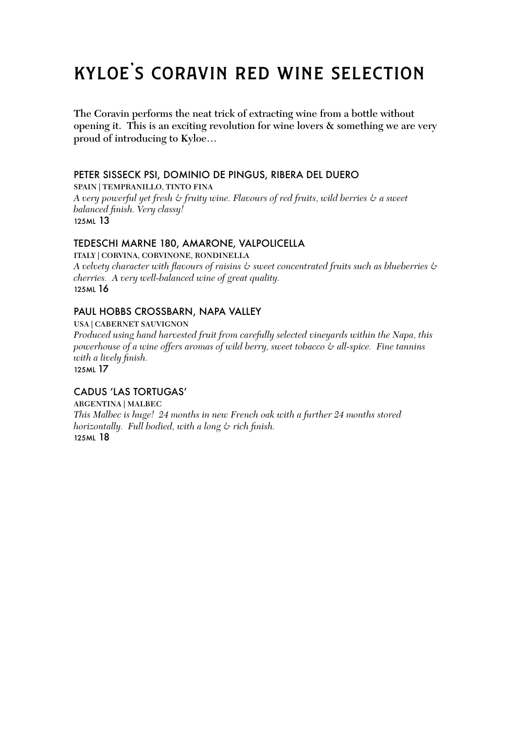# KYLOE'S CORAVIN RED WINE SELECTION

**The Coravin performs the neat trick of extracting wine from a bottle without opening it. This is an exciting revolution for wine lovers & something we are very proud of introducing to Kyloe…**

### PETER SISSECK PSI, DOMINIO DE PINGUS, RIBERA DEL DUERO

**SPAIN | TEMPRANILLO, TINTO FINA**

*A very powerful yet fresh & fruity wine. Flavours of red fruits, wild berries & a sweet balanced finish. Very classy!*

125ML 13

### TEDESCHI MARNE 180, AMARONE, VALPOLICELLA

**ITALY | CORVINA, CORVINONE, RONDINELLA**

*A velvety character with flavours of raisins & sweet concentrated fruits such as blueberries & cherries. A very well-balanced wine of great quality.*

125ML 16

### PAUL HOBBS CROSSBARN, NAPA VALLEY

**USA | CABERNET SAUVIGNON**

*Produced using hand harvested fruit from carefully selected vineyards within the Napa, this powerhouse of a wine offers aromas of wild berry, sweet tobacco & all-spice. Fine tannins with a lively finish.*

125ML 17

### CADUS 'LAS TORTUGAS'

**ARGENTINA | MALBEC**

*This Malbec is huge! 24 months in new French oak with a further 24 months stored horizontally. Full bodied, with a long & rich finish.*

125ML 18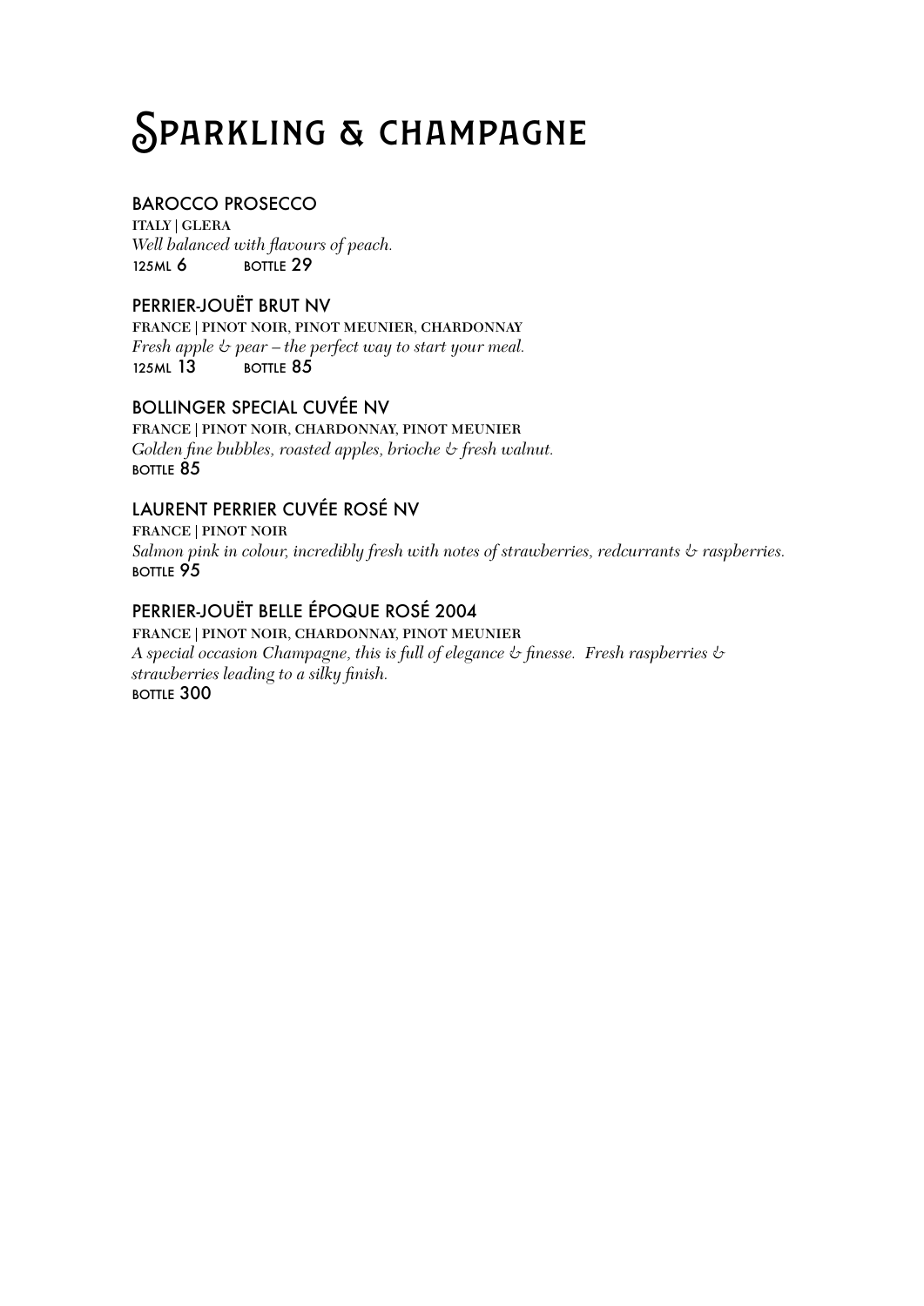# Sparkling & champagne

### BAROCCO PROSECCO

ITALY | GLERA

*Well balanced with flavours of peach.*

125ML 6 BOTTLE 29

### PERRIER-JOUËT BRUT NV

FRANCE | PINOT NOIR, PINOT MEUNIER, CHARDONNAY

*Fresh apple & pear – the perfect way to start your meal.*

125ML 13 BOTTLE 85

### BOLLINGER SPECIAL CUVÉE NV

FRANCE | PINOT NOIR, CHARDONNAY, PINOT MEUNIER

*Golden fine bubbles, roasted apples, brioche & fresh walnut.*

BOTTLE 85

### LAURENT PERRIER CUVÉE ROSÉ NV

FRANCE | PINOT NOIR

*Salmon pink in colour, incredibly fresh with notes of strawberries, redcurrants & raspberries.*

BOTTLE 95

### PERRIER-JOUËT BELLE ÉPOQUE ROSÉ 2004

FRANCE | PINOT NOIR, CHARDONNAY, PINOT MEUNIER

*A special occasion Champagne, this is full of elegance & finesse. Fresh raspberries & strawberries leading to a silky finish.*

BOTTLE 300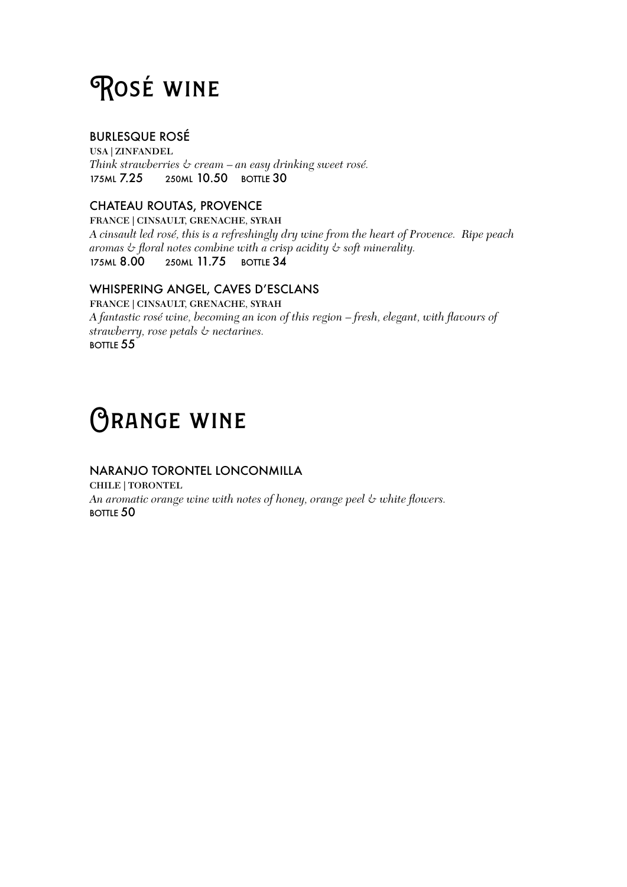# Rosé wine

### BURLESQUE ROSÉ

**USA | ZINFANDEL**

*Think strawberries & cream – an easy drinking sweet rosé.*

175ML 7.25 250ML 10.50 BOTTLE 30

### CHATEAU ROUTAS, PROVENCE

**FRANCE | CINSAULT, GRENACHE, SYRAH**

*A cinsault led rosé, this is a refreshingly dry wine from the heart of Provence. Ripe peach aromas & floral notes combine with a crisp acidity & soft minerality.*

175ML 8.00 250ML 11.75 BOTTLE 34

### WHISPERING ANGEL, CAVES D'ESCLANS

**FRANCE | CINSAULT, GRENACHE, SYRAH**

*A fantastic rosé wine, becoming an icon of this region – fresh, elegant, with flavours of strawberry, rose petals & nectarines.*

BOTTLE 55

# Orange wine

### NARANJO TORONTEL LONCONMILLA

**CHILE | TORONTEL**

*An aromatic orange wine with notes of honey, orange peel & white flowers.*

BOTTLE 50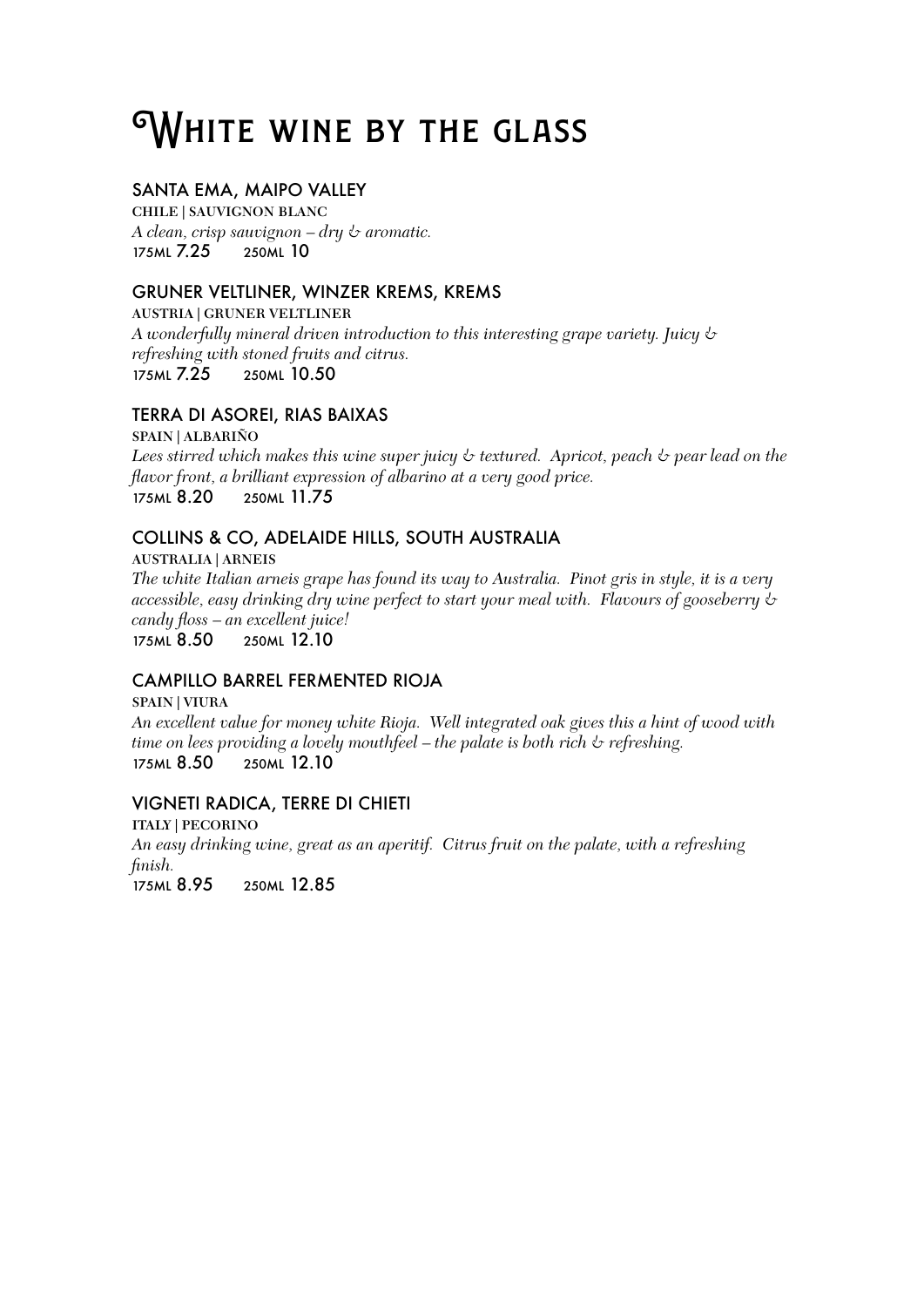# White wine by the glass

### SANTA EMA, MAIPO VALLEY

**CHILE | SAUVIGNON BLANC**

*A clean, crisp sauvignon – dry & aromatic.*

175ML 7.25 250ML 10

### GRUNER VELTLINER, WINZER KREMS, KREMS

**AUSTRIA | GRUNER VELTLINER**

*A wonderfully mineral driven introduction to this interesting grape variety. Juicy & refreshing with stoned fruits and citrus.*

175ML 7.25 250ML 10.50

### TERRA DI ASOREI, RIAS BAIXAS

**SPAIN | ALBARIÑO**

*Lees stirred which makes this wine super juicy & textured. Apricot, peach & pear lead on the flavor front, a brilliant expression of albarino at a very good price.*

175ML 8.20 250ML 11.75

### COLLINS & CO, ADELAIDE HILLS, SOUTH AUSTRALIA

**AUSTRALIA | ARNEIS**

*The white Italian arneis grape has found its way to Australia. Pinot gris in style, it is a very accessible, easy drinking dry wine perfect to start your meal with. Flavours of gooseberry & candy floss – an excellent juice!*

175ML 8.50 250ML 12.10

### CAMPILLO BARREL FERMENTED RIOJA

**SPAIN | VIURA**

*An excellent value for money white Rioja. Well integrated oak gives this a hint of wood with time on lees providing a lovely mouthfeel – the palate is both rich & refreshing.*

175ML 8.50 250ML 12.10

### VIGNETI RADICA, TERRE DI CHIETI

**ITALY | PECORINO**

*An easy drinking wine, great as an aperitif. Citrus fruit on the palate, with a refreshing finish.*

175ML 8.95 250ML 12.85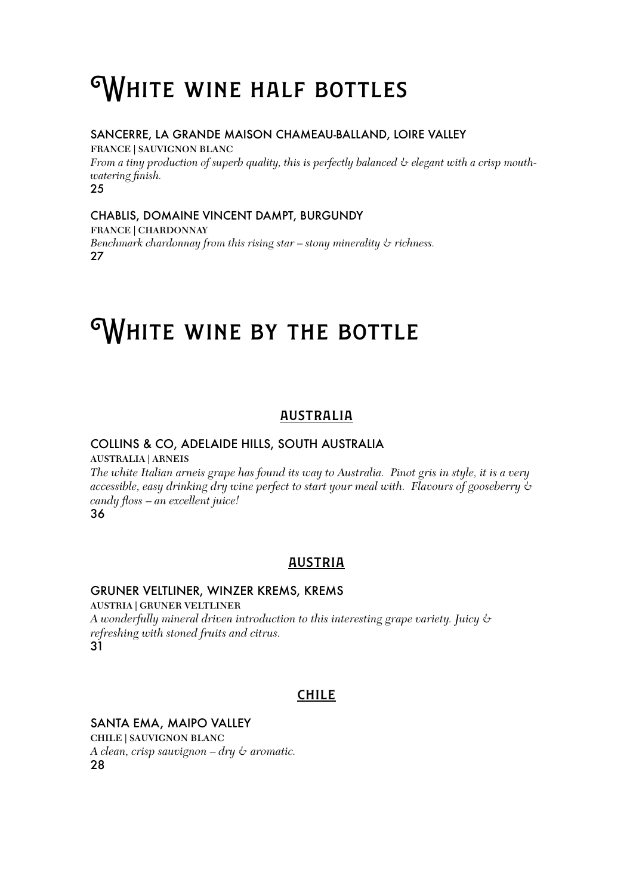# White wine half bottles

### SANCERRE, LA GRANDE MAISON CHAMEAU-BALLAND, LOIRE VALLEY

**FRANCE | SAUVIGNON BLANC**

*From a tiny production of superb quality, this is perfectly balanced & elegant with a crisp mouth-watering finish.*

25

### CHABLIS, DOMAINE VINCENT DAMPT, BURGUNDY

**FRANCE | CHARDONNAY**

*Benchmark chardonnay from this rising star – stony minerality & richness.*

27

# White wine by the bottle

## AUSTRALIA

### COLLINS & CO, ADELAIDE HILLS, SOUTH AUSTRALIA

**AUSTRALIA | ARNEIS**

*The white Italian arneis grape has found its way to Australia. Pinot gris in style, it is a very accessible, easy drinking dry wine perfect to start your meal with. Flavours of gooseberry & candy floss – an excellent juice!*

36

## AUSTRIA

### GRUNER VELTLINER, WINZER KREMS, KREMS

**AUSTRIA | GRUNER VELTLINER**

*A wonderfully mineral driven introduction to this interesting grape variety. Juicy & refreshing with stoned fruits and citrus.*

31

## CHILE

### SANTA EMA, MAIPO VALLEY

**CHILE | SAUVIGNON BLANC**

*A clean, crisp sauvignon – dry & aromatic.*

28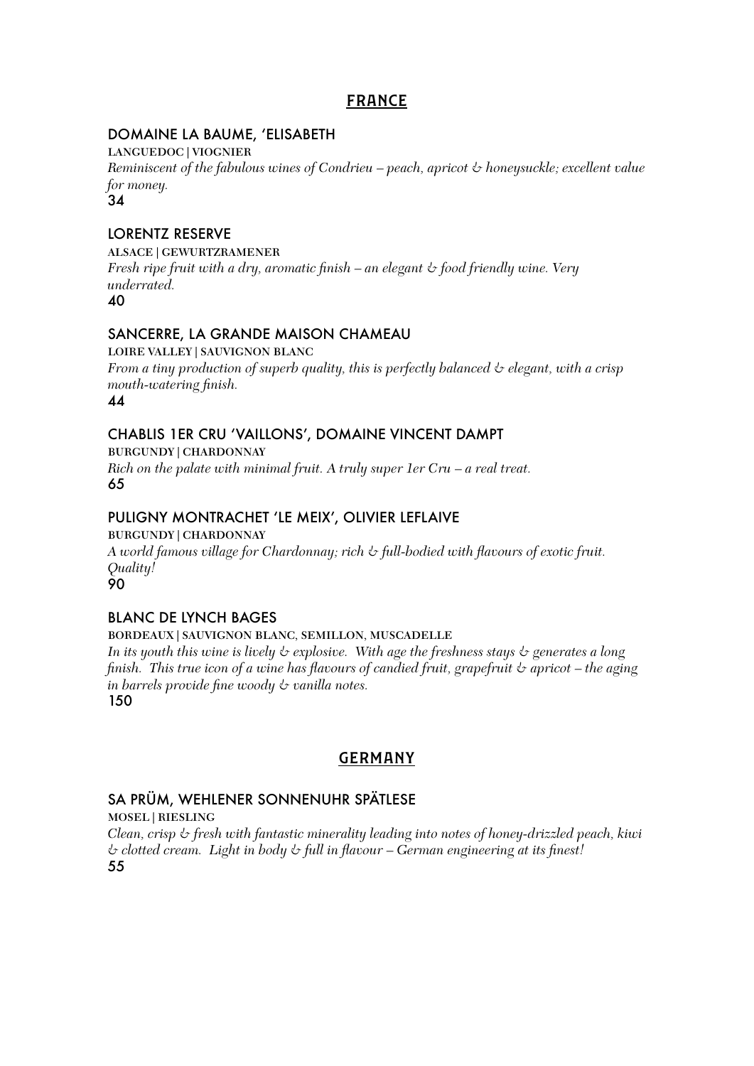## FRANCE

### DOMAINE LA BAUME, 'ELISABETH

**LANGUEDOC | VIOGNIER**

*Reminiscent of the fabulous wines of Condrieu – peach, apricot & honeysuckle; excellent value for money.*

34

### LORENTZ RESERVE

**ALSACE | GEWURTZRAMENER**

*Fresh ripe fruit with a dry, aromatic finish – an elegant & food friendly wine. Very underrated.*

40

### SANCERRE, LA GRANDE MAISON CHAMEAU

**LOIRE VALLEY | SAUVIGNON BLANC**

*From a tiny production of superb quality, this is perfectly balanced & elegant, with a crisp mouth-watering finish.*

44

### CHABLIS 1ER CRU 'VAILLONS', DOMAINE VINCENT DAMPT

**BURGUNDY | CHARDONNAY**

*Rich on the palate with minimal fruit. A truly super 1er Cru – a real treat.*

65

### PULIGNY MONTRACHET 'LE MEIX', OLIVIER LEFLAIVE

**BURGUNDY | CHARDONNAY**

*A world famous village for Chardonnay; rich & full-bodied with flavours of exotic fruit. Quality!*

90

### BLANC DE LYNCH BAGES

**BORDEAUX | SAUVIGNON BLANC, SEMILLON, MUSCADELLE**

*In its youth this wine is lively & explosive. With age the freshness stays & generates a long finish. This true icon of a wine has flavours of candied fruit, grapefruit & apricot – the aging in barrels provide fine woody & vanilla notes.*

150

## GERMANY

### SA PRÜM, WEHLENER SONNENUHR SPÄTLESE

**MOSEL | RIESLING**

*Clean, crisp & fresh with fantastic minerality leading into notes of honey-drizzled peach, kiwi & clotted cream. Light in body & full in flavour – German engineering at its finest!*

55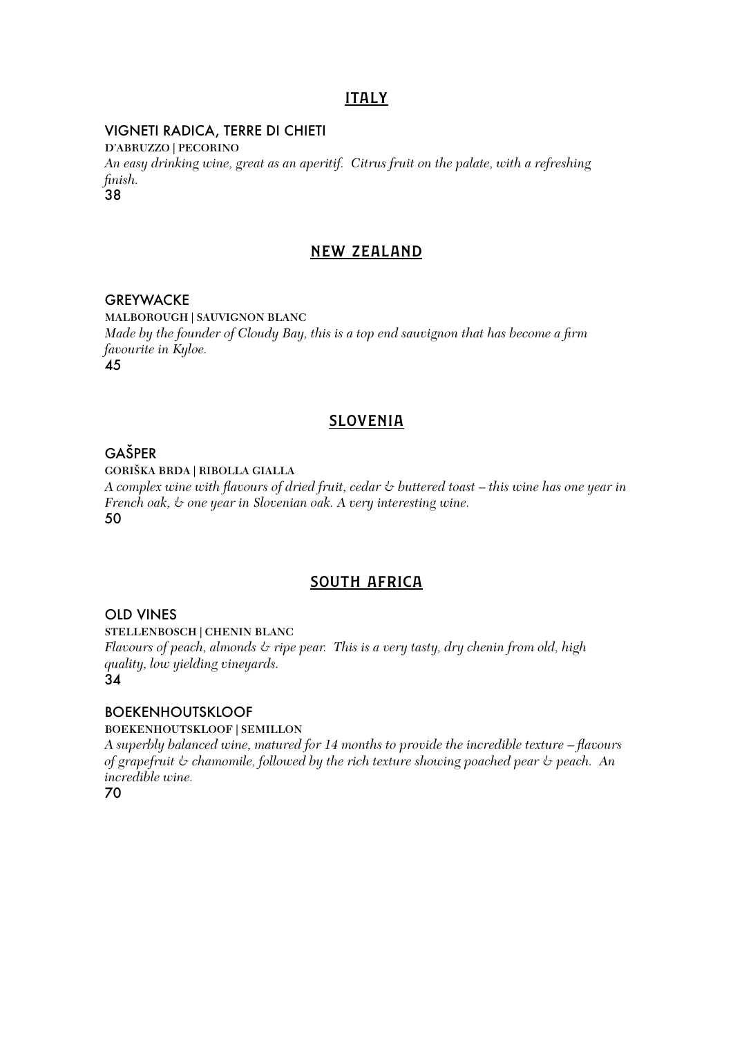## ITALY

### VIGNETI RADICA, TERRE DI CHIETI

**D'ABRUZZO | PECORINO**

*An easy drinking wine, great as an aperitif. Citrus fruit on the palate, with a refreshing finish.*

38

## NEW ZEALAND

### GREYWACKE

**MALBOROUGH | SAUVIGNON BLANC**

*Made by the founder of Cloudy Bay, this is a top end sauvignon that has become a firm favourite in Kyloe.*

45

## SLOVENIA

### GAŠPER

**GORIŠKA BRDA | RIBOLLA GIALLA**

*A complex wine with flavours of dried fruit, cedar & buttered toast – this wine has one year in French oak, & one year in Slovenian oak. A very interesting wine.*

50

## SOUTH AFRICA

### OLD VINES

**STELLENBOSCH | CHENIN BLANC**

*Flavours of peach, almonds & ripe pear. This is a very tasty, dry chenin from old, high quality, low yielding vineyards.*

34

### BOEKENHOUTSKLOOF

**BOEKENHOUTSKLOOF | SEMILLON**

*A superbly balanced wine, matured for 14 months to provide the incredible texture – flavours of grapefruit & chamomile, followed by the rich texture showing poached pear & peach. An incredible wine.*

70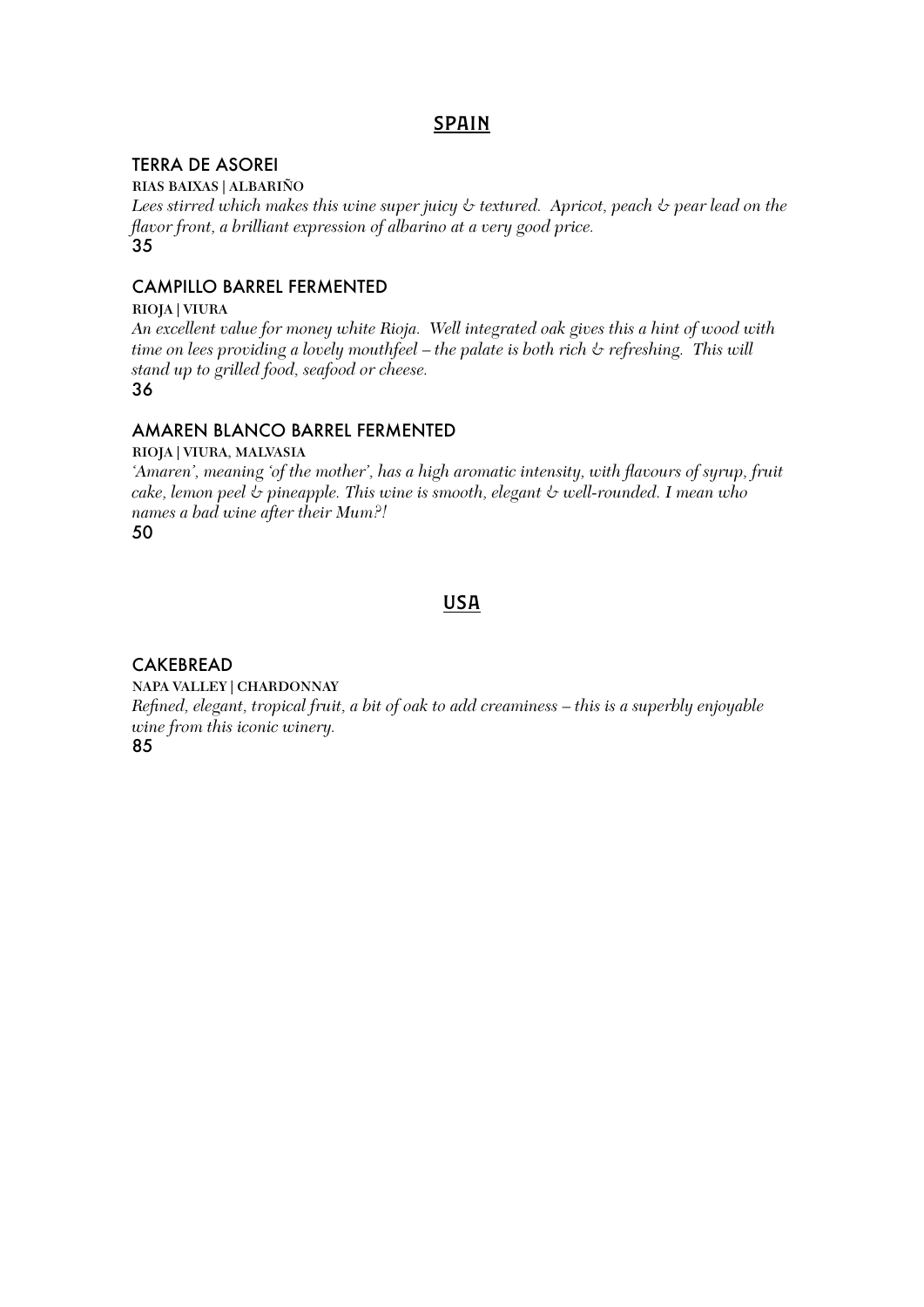## SPAIN

### TERRA DE ASOREI

**RIAS BAIXAS | ALBARIÑO**

*Lees stirred which makes this wine super juicy & textured. Apricot, peach & pear lead on the flavor front, a brilliant expression of albarino at a very good price.*

35

### CAMPILLO BARREL FERMENTED

**RIOJA | VIURA**

*An excellent value for money white Rioja. Well integrated oak gives this a hint of wood with time on lees providing a lovely mouthfeel – the palate is both rich & refreshing. This will stand up to grilled food, seafood or cheese.*

36

### AMAREN BLANCO BARREL FERMENTED

**RIOJA | VIURA, MALVASIA**

*'Amaren', meaning 'of the mother', has a high aromatic intensity, with flavours of syrup, fruit cake, lemon peel & pineapple. This wine is smooth, elegant & well-rounded. I mean who names a bad wine after their Mum?!*

50

## USA

### CAKEBREAD

**NAPA VALLEY | CHARDONNAY**

*Refined, elegant, tropical fruit, a bit of oak to add creaminess – this is a superbly enjoyable wine from this iconic winery.*

85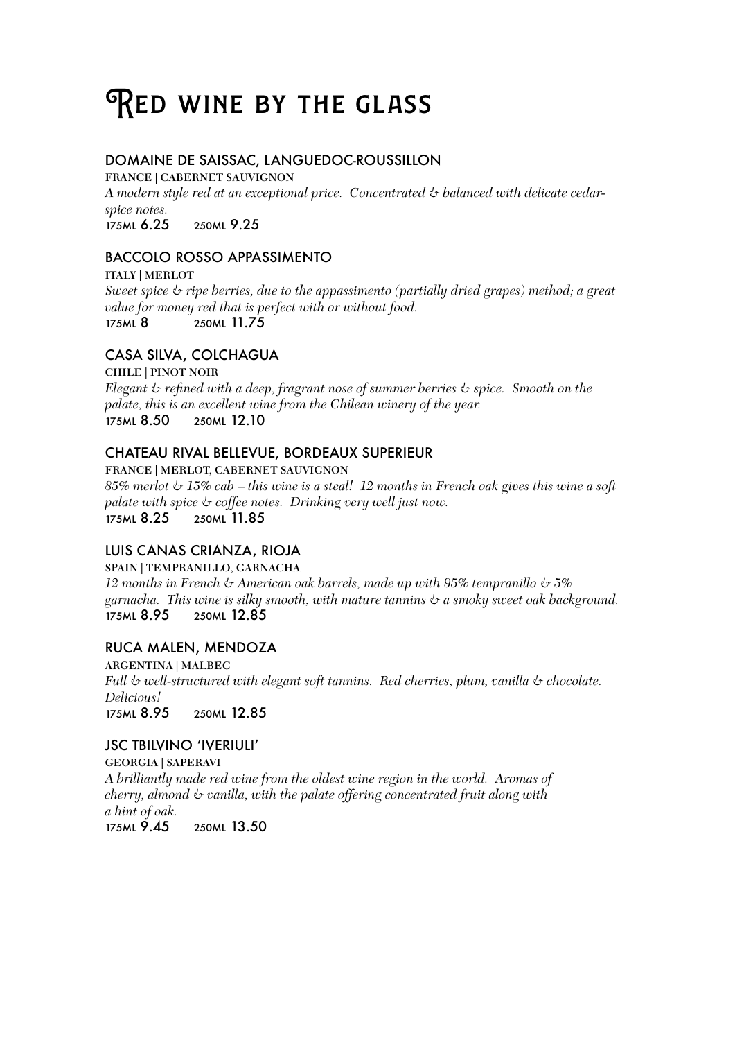# Red wine by the glass

## DOMAINE DE SAISSAC, LANGUEDOC-ROUSSILLON

**FRANCE | CABERNET SAUVIGNON**

*A modern style red at an exceptional price. Concentrated & balanced with delicate cedar-spice notes.*

175ML 6.25 250ML 9.25

## BACCOLO ROSSO APPASSIMENTO

**ITALY | MERLOT**

*Sweet spice & ripe berries, due to the appassimento (partially dried grapes) method; a great value for money red that is perfect with or without food.*

175ML 8 250ML 11.75

## CASA SILVA, COLCHAGUA

**CHILE | PINOT NOIR**

*Elegant & refined with a deep, fragrant nose of summer berries & spice. Smooth on the palate, this is an excellent wine from the Chilean winery of the year.*

175ML 8.50 250ML 12.10

## CHATEAU RIVAL BELLEVUE, BORDEAUX SUPERIEUR

**FRANCE | MERLOT, CABERNET SAUVIGNON**

*85% merlot & 15% cab – this wine is a steal! 12 months in French oak gives this wine a soft palate with spice & coffee notes. Drinking very well just now.*

175ML 8.25 250ML 11.85

## LUIS CANAS CRIANZA, RIOJA

**SPAIN | TEMPRANILLO, GARNACHA**

*12 months in French & American oak barrels, made up with 95% tempranillo & 5% garnacha. This wine is silky smooth, with mature tannins & a smoky sweet oak background.*

175ML 8.95 250ML 12.85

## RUCA MALEN, MENDOZA

**ARGENTINA | MALBEC**

*Full & well-structured with elegant soft tannins. Red cherries, plum, vanilla & chocolate. Delicious!*

175ML 8.95 250ML 12.85

## JSC TBILVINO 'IVERIULI'

**GEORGIA | SAPERAVI**

*A brilliantly made red wine from the oldest wine region in the world. Aromas of cherry, almond & vanilla, with the palate offering concentrated fruit along with a hint of oak.*

175ML 9.45 250ML 13.50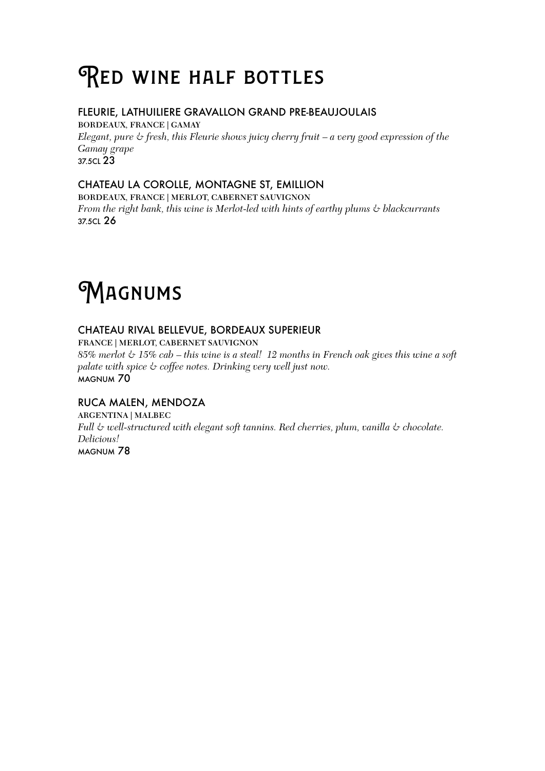# Red wine half bottles

### FLEURIE, LATHUILIERE GRAVALLON GRAND PRE-BEAUJOULAIS

**BORDEAUX, FRANCE | GAMAY**

*Elegant, pure & fresh, this Fleurie shows juicy cherry fruit – a very good expression of the Gamay grape*

37.5CL 23

### CHATEAU LA COROLLE, MONTAGNE ST, EMILLION

**BORDEAUX, FRANCE | MERLOT, CABERNET SAUVIGNON**

*From the right bank, this wine is Merlot-led with hints of earthy plums & blackcurrants*

37.5CL 26

# Magnums

### CHATEAU RIVAL BELLEVUE, BORDEAUX SUPERIEUR

**FRANCE | MERLOT, CABERNET SAUVIGNON**

*85% merlot & 15% cab – this wine is a steal! 12 months in French oak gives this wine a soft palate with spice & coffee notes. Drinking very well just now.*

MAGNUM 70

### RUCA MALEN, MENDOZA

**ARGENTINA | MALBEC**

*Full & well-structured with elegant soft tannins. Red cherries, plum, vanilla & chocolate. Delicious!*

MAGNUM 78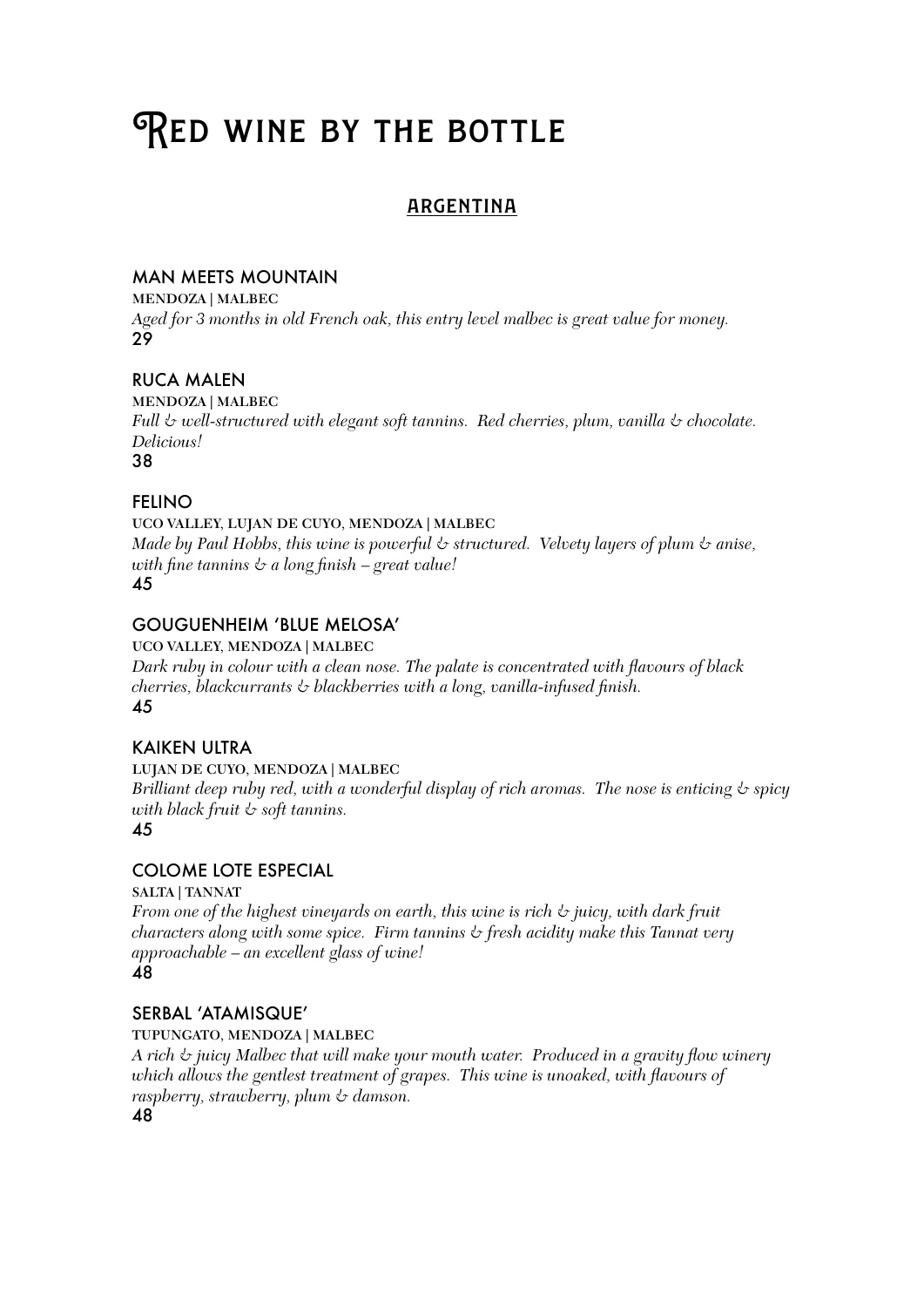# Red wine by the bottle

## ARGENTINA

### MAN MEETS MOUNTAIN

**MENDOZA | MALBEC**

*Aged for 3 months in old French oak, this entry level malbec is great value for money.*

29

### RUCA MALEN

**MENDOZA | MALBEC**

*Full & well-structured with elegant soft tannins. Red cherries, plum, vanilla & chocolate. Delicious!*

38

### FELINO

**UCO VALLEY, LUJAN DE CUYO, MENDOZA | MALBEC**

*Made by Paul Hobbs, this wine is powerful & structured. Velvety layers of plum & anise, with fine tannins & a long finish – great value!*

45

### GOUGUENHEIM 'BLUE MELOSA'

**UCO VALLEY, MENDOZA | MALBEC**

*Dark ruby in colour with a clean nose. The palate is concentrated with flavours of black cherries, blackcurrants & blackberries with a long, vanilla-infused finish.*

45

### KAIKEN ULTRA

**LUJAN DE CUYO, MENDOZA | MALBEC**

*Brilliant deep ruby red, with a wonderful display of rich aromas. The nose is enticing & spicy with black fruit & soft tannins.*

45

### COLOME LOTE ESPECIAL

**SALTA | TANNAT**

*From one of the highest vineyards on earth, this wine is rich & juicy, with dark fruit characters along with some spice. Firm tannins & fresh acidity make this Tannat very approachable – an excellent glass of wine!*

48

### SERBAL 'ATAMISQUE'

**TUPUNGATO, MENDOZA | MALBEC**

*A rich & juicy Malbec that will make your mouth water. Produced in a gravity flow winery which allows the gentlest treatment of grapes. This wine is unoaked, with flavours of raspberry, strawberry, plum & damson.*

48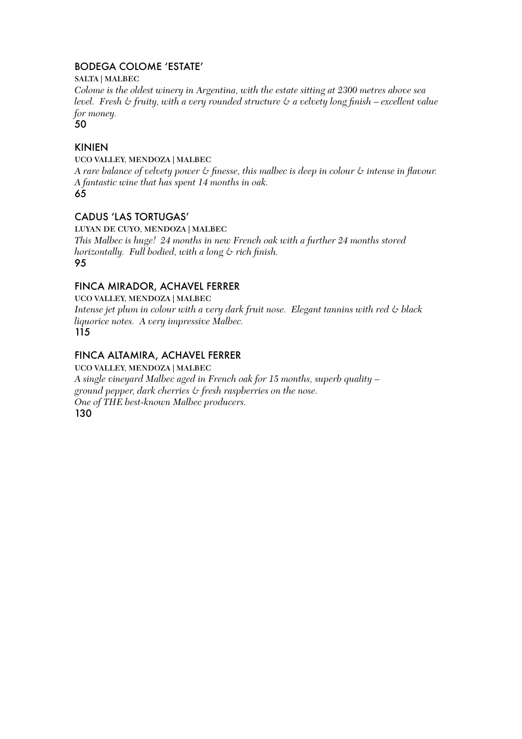## BODEGA COLOME 'ESTATE'

**SALTA | MALBEC**

*Colome is the oldest winery in Argentina, with the estate sitting at 2300 metres above sea level. Fresh & fruity, with a very rounded structure & a velvety long finish – excellent value for money.*

50

## KINIEN

**UCO VALLEY, MENDOZA | MALBEC**

*A rare balance of velvety power & finesse, this malbec is deep in colour & intense in flavour. A fantastic wine that has spent 14 months in oak.*

65

## CADUS 'LAS TORTUGAS'

**LUYAN DE CUYO, MENDOZA | MALBEC**

*This Malbec is huge! 24 months in new French oak with a further 24 months stored horizontally. Full bodied, with a long & rich finish.*

95

## FINCA MIRADOR, ACHAVEL FERRER

**UCO VALLEY, MENDOZA | MALBEC**

*Intense jet plum in colour with a very dark fruit nose. Elegant tannins with red & black liquorice notes. A very impressive Malbec.*

115

## FINCA ALTAMIRA, ACHAVEL FERRER

**UCO VALLEY, MENDOZA | MALBEC**

*A single vineyard Malbec aged in French oak for 15 months, superb quality – ground pepper, dark cherries & fresh raspberries on the nose.*
*One of THE best-known Malbec producers.*

130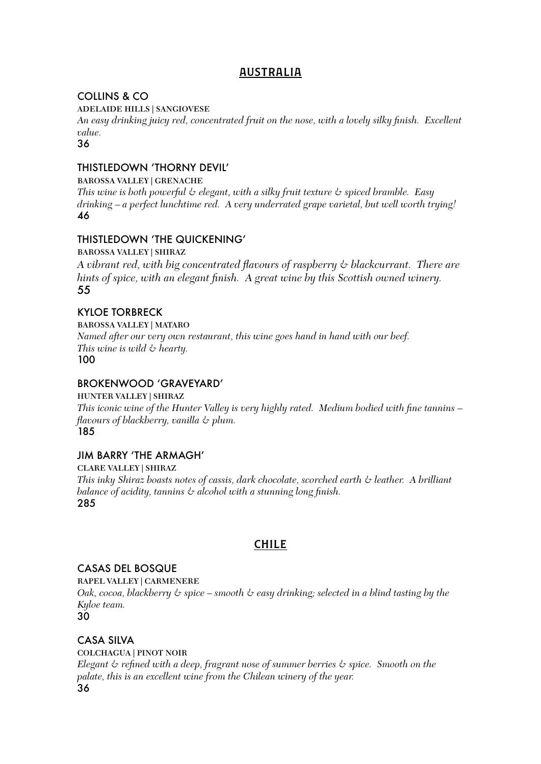## AUSTRALIA

### COLLINS & CO

**ADELAIDE HILLS | SANGIOVESE**

*An easy drinking juicy red, concentrated fruit on the nose, with a lovely silky finish. Excellent value.*

36

### THISTLEDOWN 'THORNY DEVIL'

**BAROSSA VALLEY | GRENACHE**

*This wine is both powerful & elegant, with a silky fruit texture & spiced bramble. Easy drinking – a perfect lunchtime red. A very underrated grape varietal, but well worth trying!*

46

### THISTLEDOWN 'THE QUICKENING'

**BAROSSA VALLEY | SHIRAZ**

*A vibrant red, with big concentrated flavours of raspberry & blackcurrant. There are hints of spice, with an elegant finish. A great wine by this Scottish owned winery.*

55

### KYLOE TORBRECK

**BAROSSA VALLEY | MATARO**

*Named after our very own restaurant, this wine goes hand in hand with our beef. This wine is wild & hearty.*

100

### BROKENWOOD 'GRAVEYARD'

**HUNTER VALLEY | SHIRAZ**

*This iconic wine of the Hunter Valley is very highly rated. Medium bodied with fine tannins – flavours of blackberry, vanilla & plum.*

185

### JIM BARRY 'THE ARMAGH'

**CLARE VALLEY | SHIRAZ**

*This inky Shiraz boasts notes of cassis, dark chocolate, scorched earth & leather. A brilliant balance of acidity, tannins & alcohol with a stunning long finish.*

285

## CHILE

### CASAS DEL BOSQUE

**RAPEL VALLEY | CARMENERE**

*Oak, cocoa, blackberry & spice – smooth & easy drinking; selected in a blind tasting by the Kyloe team.*

30

### CASA SILVA

**COLCHAGUA | PINOT NOIR**

*Elegant & refined with a deep, fragrant nose of summer berries & spice. Smooth on the palate, this is an excellent wine from the Chilean winery of the year.*

36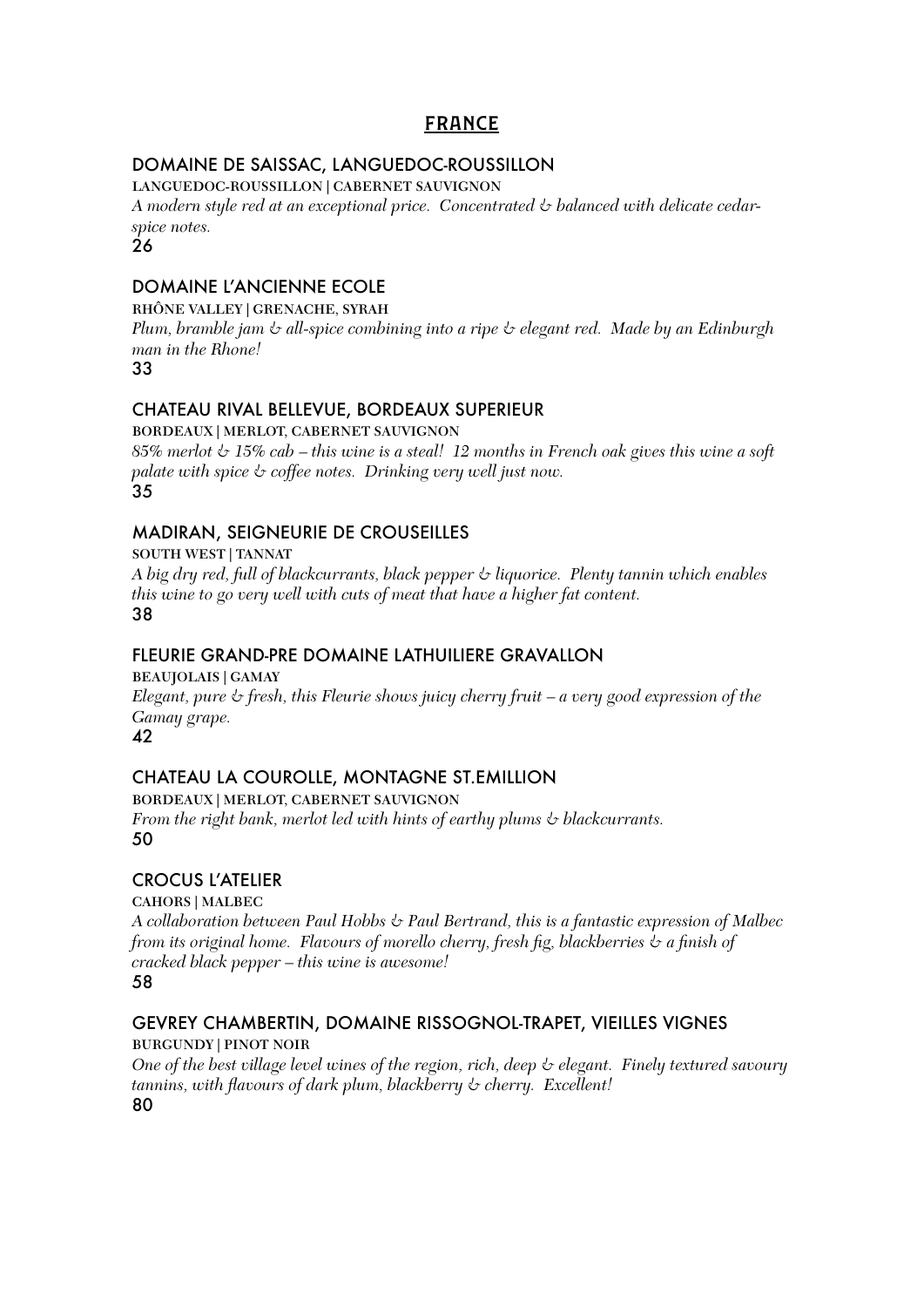# FRANCE

## DOMAINE DE SAISSAC, LANGUEDOC-ROUSSILLON

**LANGUEDOC-ROUSSILLON | CABERNET SAUVIGNON**

*A modern style red at an exceptional price. Concentrated & balanced with delicate cedar-spice notes.*

26

## DOMAINE L'ANCIENNE ECOLE

**RHÔNE VALLEY | GRENACHE, SYRAH**

*Plum, bramble jam & all-spice combining into a ripe & elegant red. Made by an Edinburgh man in the Rhone!*

33

## CHATEAU RIVAL BELLEVUE, BORDEAUX SUPERIEUR

**BORDEAUX | MERLOT, CABERNET SAUVIGNON**

*85% merlot & 15% cab – this wine is a steal! 12 months in French oak gives this wine a soft palate with spice & coffee notes. Drinking very well just now.*

35

## MADIRAN, SEIGNEURIE DE CROUSEILLES

**SOUTH WEST | TANNAT**

*A big dry red, full of blackcurrants, black pepper & liquorice. Plenty tannin which enables this wine to go very well with cuts of meat that have a higher fat content.*

38

## FLEURIE GRAND-PRE DOMAINE LATHUILIERE GRAVALLON

**BEAUJOLAIS | GAMAY**

*Elegant, pure & fresh, this Fleurie shows juicy cherry fruit – a very good expression of the Gamay grape.*

42

## CHATEAU LA COUROLLE, MONTAGNE ST.EMILLION

**BORDEAUX | MERLOT, CABERNET SAUVIGNON**

*From the right bank, merlot led with hints of earthy plums & blackcurrants.*

50

## CROCUS L'ATELIER

**CAHORS | MALBEC**

*A collaboration between Paul Hobbs & Paul Bertrand, this is a fantastic expression of Malbec from its original home. Flavours of morello cherry, fresh fig, blackberries & a finish of cracked black pepper – this wine is awesome!*

58

## GEVREY CHAMBERTIN, DOMAINE RISSOGNOL-TRAPET, VIEILLES VIGNES

**BURGUNDY | PINOT NOIR**

*One of the best village level wines of the region, rich, deep & elegant. Finely textured savoury tannins, with flavours of dark plum, blackberry & cherry. Excellent!*

80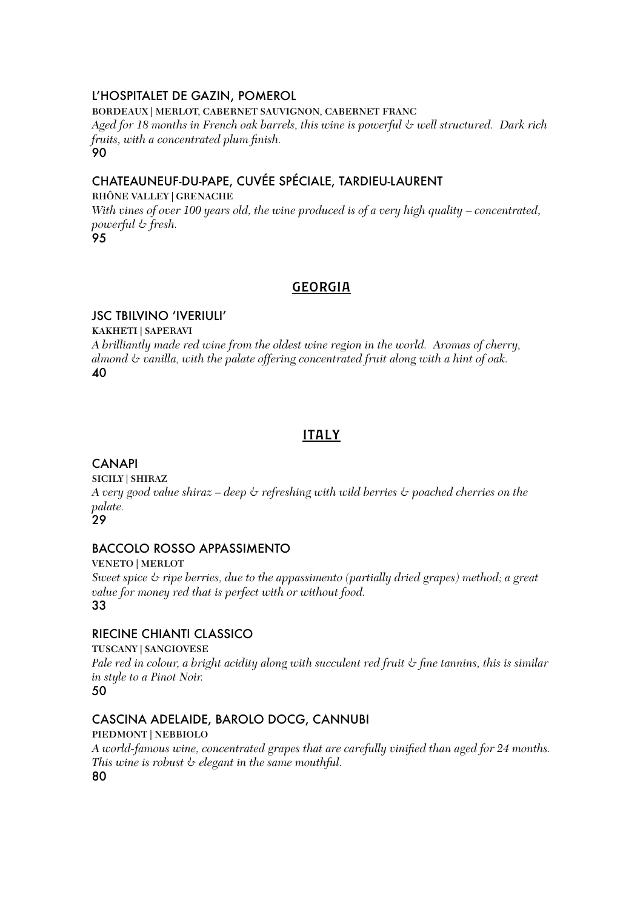### L'HOSPITALET DE GAZIN, POMEROL

**BORDEAUX | MERLOT, CABERNET SAUVIGNON, CABERNET FRANC**

*Aged for 18 months in French oak barrels, this wine is powerful & well structured. Dark rich fruits, with a concentrated plum finish.*

90

### CHATEAUNEUF-DU-PAPE, CUVÉE SPÉCIALE, TARDIEU-LAURENT

**RHÔNE VALLEY | GRENACHE**

*With vines of over 100 years old, the wine produced is of a very high quality – concentrated, powerful & fresh.*

95

## GEORGIA

### JSC TBILVINO 'IVERIULI'

**KAKHETI | SAPERAVI**

*A brilliantly made red wine from the oldest wine region in the world. Aromas of cherry, almond & vanilla, with the palate offering concentrated fruit along with a hint of oak.*

40

## ITALY

### CANAPI

**SICILY | SHIRAZ**

*A very good value shiraz – deep & refreshing with wild berries & poached cherries on the palate.*

29

### BACCOLO ROSSO APPASSIMENTO

**VENETO | MERLOT**

*Sweet spice & ripe berries, due to the appassimento (partially dried grapes) method; a great value for money red that is perfect with or without food.*

33

### RIECINE CHIANTI CLASSICO

**TUSCANY | SANGIOVESE**

*Pale red in colour, a bright acidity along with succulent red fruit & fine tannins, this is similar in style to a Pinot Noir.*

50

### CASCINA ADELAIDE, BAROLO DOCG, CANNUBI

**PIEDMONT | NEBBIOLO**

*A world-famous wine, concentrated grapes that are carefully vinified than aged for 24 months. This wine is robust & elegant in the same mouthful.*

80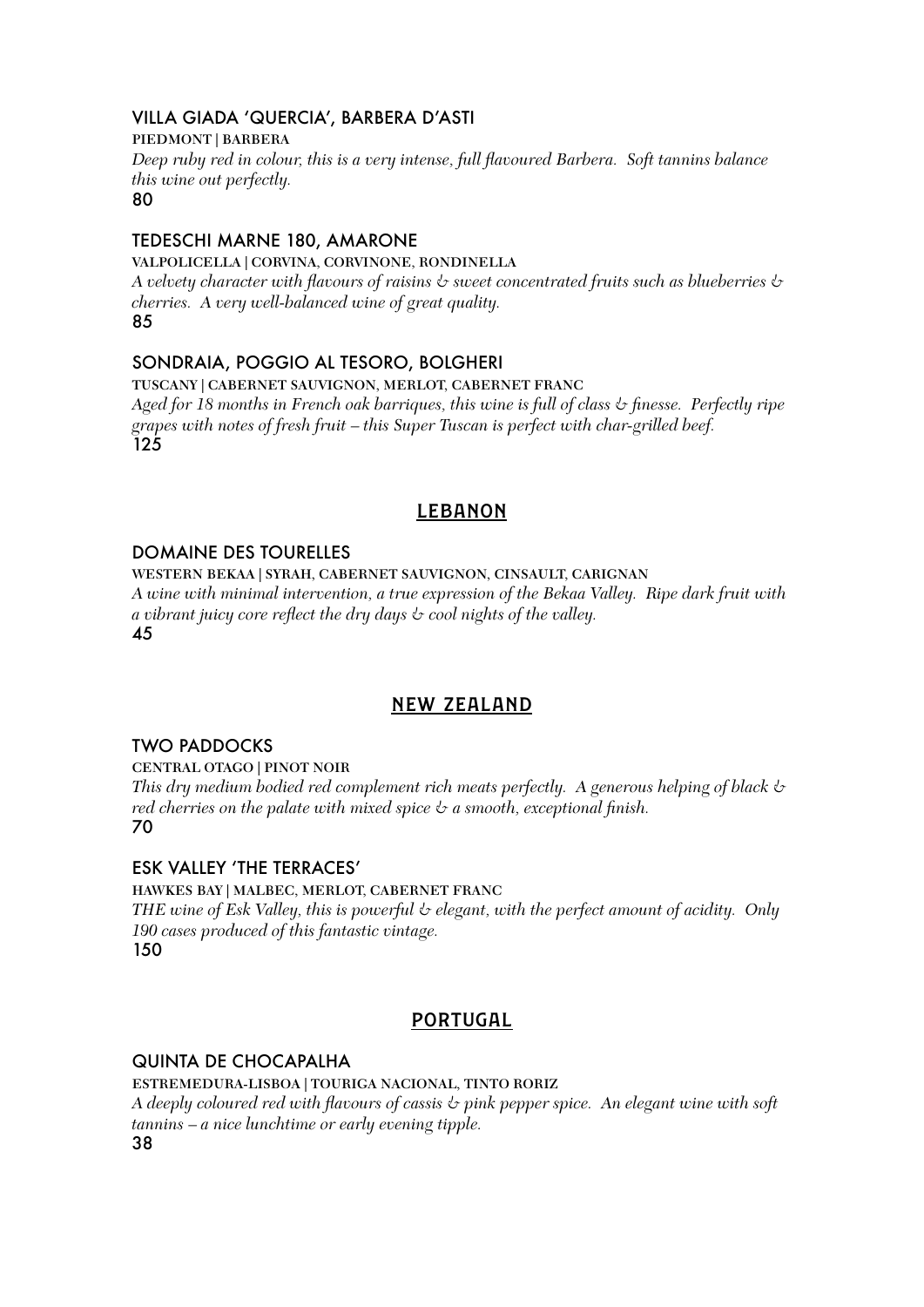### VILLA GIADA 'QUERCIA', BARBERA D'ASTI

**PIEDMONT | BARBERA**

*Deep ruby red in colour, this is a very intense, full flavoured Barbera. Soft tannins balance this wine out perfectly.*

80

### TEDESCHI MARNE 180, AMARONE

**VALPOLICELLA | CORVINA, CORVINONE, RONDINELLA**

*A velvety character with flavours of raisins & sweet concentrated fruits such as blueberries & cherries. A very well-balanced wine of great quality.*

85

### SONDRAIA, POGGIO AL TESORO, BOLGHERI

**TUSCANY | CABERNET SAUVIGNON, MERLOT, CABERNET FRANC**

*Aged for 18 months in French oak barriques, this wine is full of class & finesse. Perfectly ripe grapes with notes of fresh fruit – this Super Tuscan is perfect with char-grilled beef.*

125

## LEBANON

### DOMAINE DES TOURELLES

**WESTERN BEKAA | SYRAH, CABERNET SAUVIGNON, CINSAULT, CARIGNAN**

*A wine with minimal intervention, a true expression of the Bekaa Valley. Ripe dark fruit with a vibrant juicy core reflect the dry days & cool nights of the valley.*

45

## NEW ZEALAND

### TWO PADDOCKS

**CENTRAL OTAGO | PINOT NOIR**

*This dry medium bodied red complement rich meats perfectly. A generous helping of black & red cherries on the palate with mixed spice & a smooth, exceptional finish.*

70

### ESK VALLEY 'THE TERRACES'

**HAWKES BAY | MALBEC, MERLOT, CABERNET FRANC**

*THE wine of Esk Valley, this is powerful & elegant, with the perfect amount of acidity. Only 190 cases produced of this fantastic vintage.*

150

## PORTUGAL

### QUINTA DE CHOCAPALHA

**ESTREMEDURA-LISBOA | TOURIGA NACIONAL, TINTO RORIZ**

*A deeply coloured red with flavours of cassis & pink pepper spice. An elegant wine with soft tannins – a nice lunchtime or early evening tipple.*

38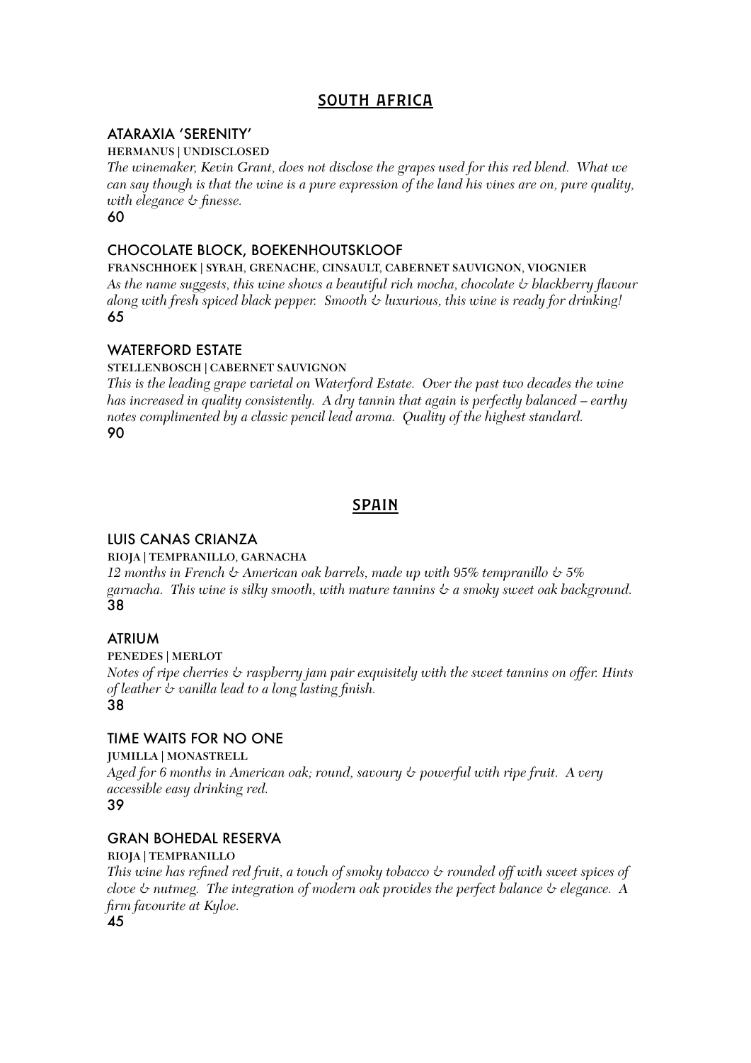## SOUTH AFRICA

### ATARAXIA 'SERENITY'

**HERMANUS | UNDISCLOSED**

*The winemaker, Kevin Grant, does not disclose the grapes used for this red blend. What we can say though is that the wine is a pure expression of the land his vines are on, pure quality, with elegance & finesse.*

60

### CHOCOLATE BLOCK, BOEKENHOUTSKLOOF

**FRANSCHHOEK | SYRAH, GRENACHE, CINSAULT, CABERNET SAUVIGNON, VIOGNIER**

*As the name suggests, this wine shows a beautiful rich mocha, chocolate & blackberry flavour along with fresh spiced black pepper. Smooth & luxurious, this wine is ready for drinking!*

65

### WATERFORD ESTATE

**STELLENBOSCH | CABERNET SAUVIGNON**

*This is the leading grape varietal on Waterford Estate. Over the past two decades the wine has increased in quality consistently. A dry tannin that again is perfectly balanced – earthy notes complimented by a classic pencil lead aroma. Quality of the highest standard.*

90

## SPAIN

### LUIS CANAS CRIANZA

**RIOJA | TEMPRANILLO, GARNACHA**

*12 months in French & American oak barrels, made up with 95% tempranillo & 5% garnacha. This wine is silky smooth, with mature tannins & a smoky sweet oak background.*

38

### ATRIUM

**PENEDES | MERLOT**

*Notes of ripe cherries & raspberry jam pair exquisitely with the sweet tannins on offer. Hints of leather & vanilla lead to a long lasting finish.*

38

### TIME WAITS FOR NO ONE

**JUMILLA | MONASTRELL**

*Aged for 6 months in American oak; round, savoury & powerful with ripe fruit. A very accessible easy drinking red.*

39

### GRAN BOHEDAL RESERVA

**RIOJA | TEMPRANILLO**

*This wine has refined red fruit, a touch of smoky tobacco & rounded off with sweet spices of clove & nutmeg. The integration of modern oak provides the perfect balance & elegance. A firm favourite at Kyloe.*

45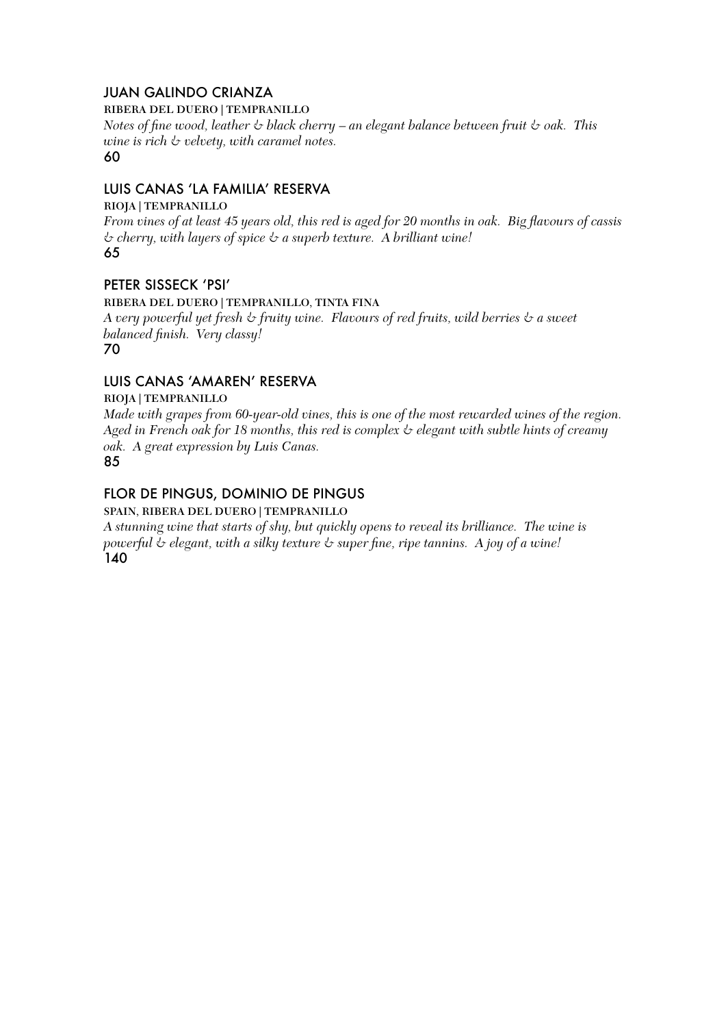### JUAN GALINDO CRIANZA

**RIBERA DEL DUERO | TEMPRANILLO**

*Notes of fine wood, leather & black cherry – an elegant balance between fruit & oak. This wine is rich & velvety, with caramel notes.*

60

### LUIS CANAS 'LA FAMILIA' RESERVA

**RIOJA | TEMPRANILLO**

*From vines of at least 45 years old, this red is aged for 20 months in oak. Big flavours of cassis & cherry, with layers of spice & a superb texture. A brilliant wine!*

65

### PETER SISSECK 'PSI'

**RIBERA DEL DUERO | TEMPRANILLO, TINTA FINA**

*A very powerful yet fresh & fruity wine. Flavours of red fruits, wild berries & a sweet balanced finish. Very classy!*

70

### LUIS CANAS 'AMAREN' RESERVA

**RIOJA | TEMPRANILLO**

*Made with grapes from 60-year-old vines, this is one of the most rewarded wines of the region. Aged in French oak for 18 months, this red is complex & elegant with subtle hints of creamy oak. A great expression by Luis Canas.*

85

### FLOR DE PINGUS, DOMINIO DE PINGUS

**SPAIN, RIBERA DEL DUERO | TEMPRANILLO**

*A stunning wine that starts of shy, but quickly opens to reveal its brilliance. The wine is powerful & elegant, with a silky texture & super fine, ripe tannins. A joy of a wine!*

140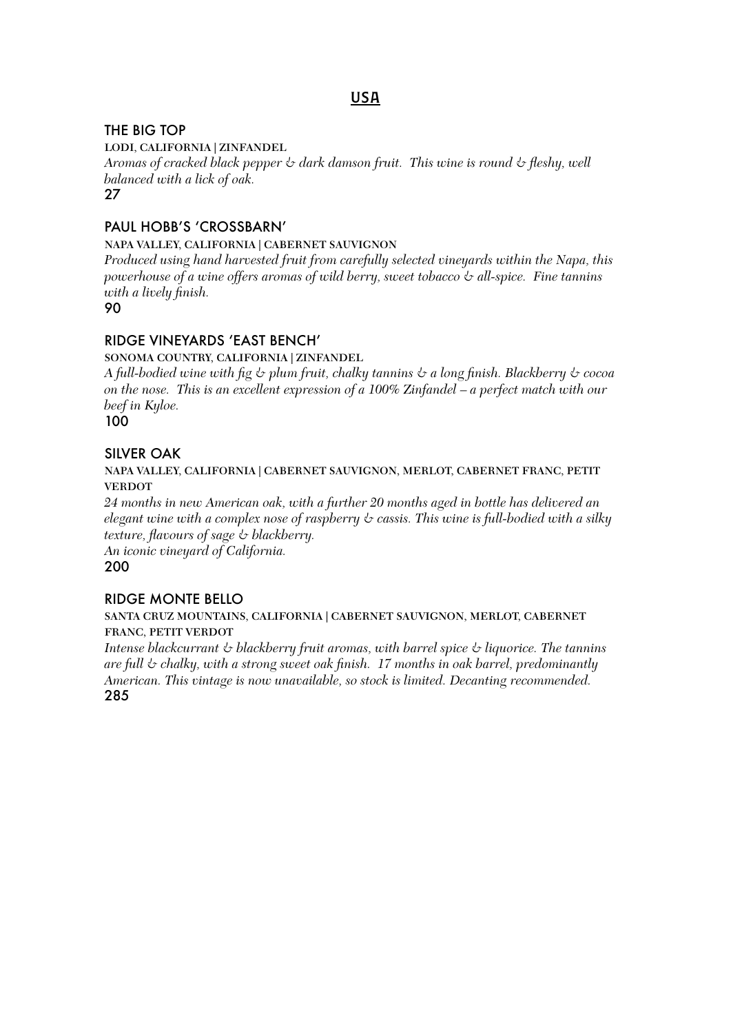# USA

## THE BIG TOP

**LODI, CALIFORNIA | ZINFANDEL**

*Aromas of cracked black pepper & dark damson fruit. This wine is round & fleshy, well balanced with a lick of oak.*

27

## PAUL HOBB'S 'CROSSBARN'

**NAPA VALLEY, CALIFORNIA | CABERNET SAUVIGNON**

*Produced using hand harvested fruit from carefully selected vineyards within the Napa, this powerhouse of a wine offers aromas of wild berry, sweet tobacco & all-spice. Fine tannins with a lively finish.*

90

## RIDGE VINEYARDS 'EAST BENCH'

**SONOMA COUNTRY, CALIFORNIA | ZINFANDEL**

*A full-bodied wine with fig & plum fruit, chalky tannins & a long finish. Blackberry & cocoa on the nose. This is an excellent expression of a 100% Zinfandel – a perfect match with our beef in Kyloe.*

100

## SILVER OAK

**NAPA VALLEY, CALIFORNIA | CABERNET SAUVIGNON, MERLOT, CABERNET FRANC, PETIT VERDOT**

*24 months in new American oak, with a further 20 months aged in bottle has delivered an elegant wine with a complex nose of raspberry & cassis. This wine is full-bodied with a silky texture, flavours of sage & blackberry.*
*An iconic vineyard of California.*

200

## RIDGE MONTE BELLO

**SANTA CRUZ MOUNTAINS, CALIFORNIA | CABERNET SAUVIGNON, MERLOT, CABERNET FRANC, PETIT VERDOT**

*Intense blackcurrant & blackberry fruit aromas, with barrel spice & liquorice. The tannins are full & chalky, with a strong sweet oak finish. 17 months in oak barrel, predominantly American. This vintage is now unavailable, so stock is limited. Decanting recommended.*

285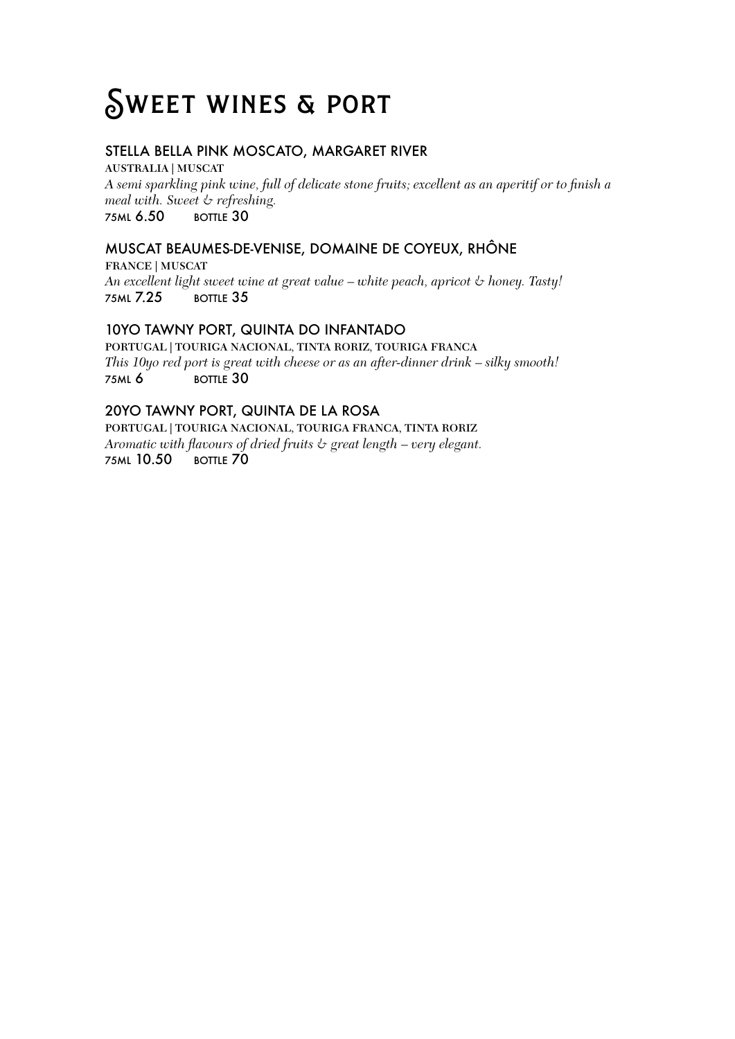# Sweet wines & port

### STELLA BELLA PINK MOSCATO, MARGARET RIVER

**AUSTRALIA | MUSCAT**

*A semi sparkling pink wine, full of delicate stone fruits; excellent as an aperitif or to finish a meal with. Sweet & refreshing.*

75ML 6.50  BOTTLE 30

### MUSCAT BEAUMES-DE-VENISE, DOMAINE DE COYEUX, RHÔNE

**FRANCE | MUSCAT**

*An excellent light sweet wine at great value – white peach, apricot & honey. Tasty!*

75ML 7.25  BOTTLE 35

### 10YO TAWNY PORT, QUINTA DO INFANTADO

**PORTUGAL | TOURIGA NACIONAL, TINTA RORIZ, TOURIGA FRANCA**

*This 10yo red port is great with cheese or as an after-dinner drink – silky smooth!*

75ML 6  BOTTLE 30

### 20YO TAWNY PORT, QUINTA DE LA ROSA

**PORTUGAL | TOURIGA NACIONAL, TOURIGA FRANCA, TINTA RORIZ**

*Aromatic with flavours of dried fruits & great length – very elegant.*

75ML 10.50  BOTTLE 70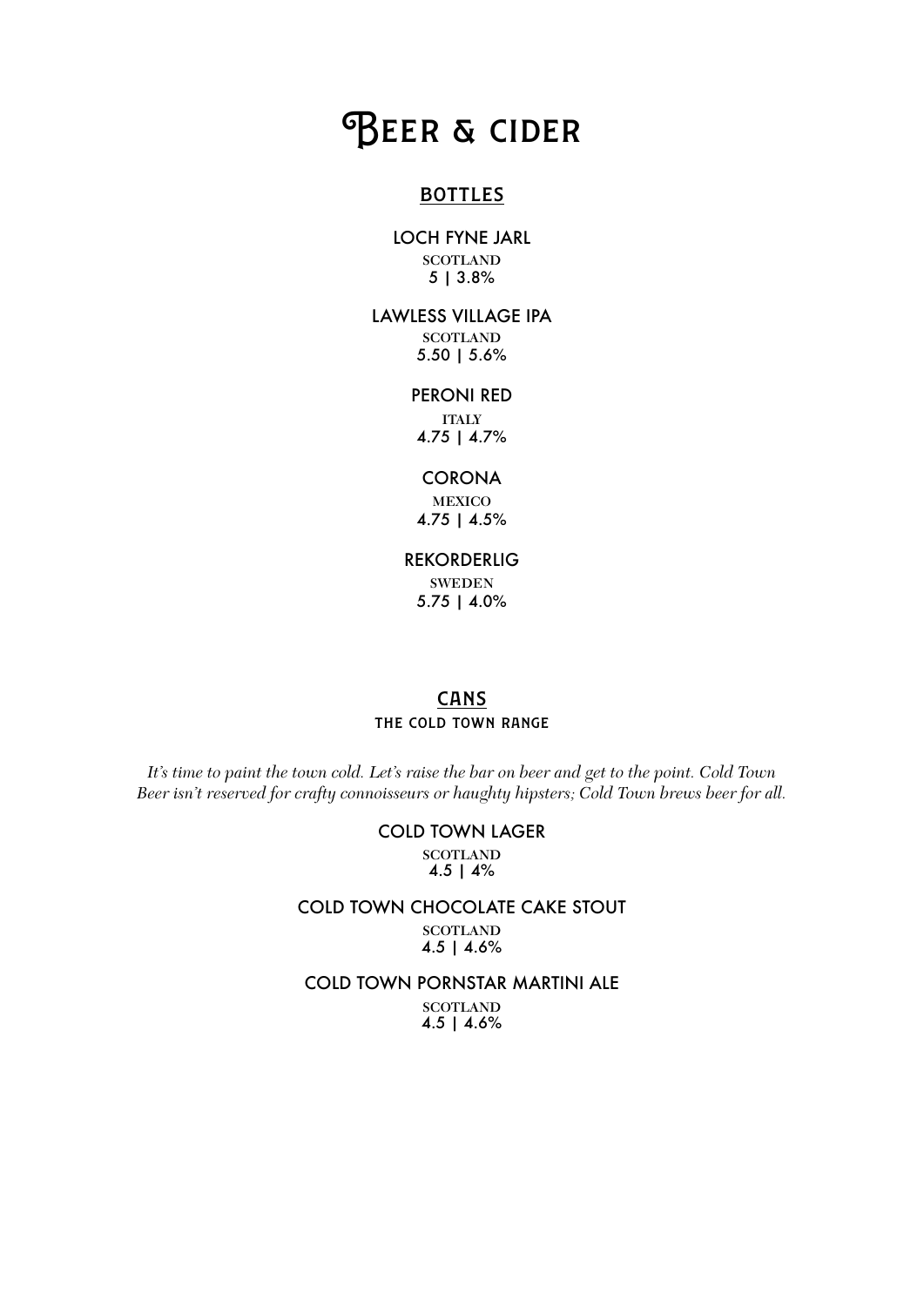# Beer & cider

## BOTTLES

LOCH FYNE JARL
SCOTLAND
5 | 3.8%

LAWLESS VILLAGE IPA
SCOTLAND
5.50 | 5.6%

PERONI RED
ITALY
4.75 | 4.7%

CORONA
MEXICO
4.75 | 4.5%

REKORDERLIG
SWEDEN
5.75 | 4.0%

## CANS

### THE COLD TOWN RANGE

*It's time to paint the town cold. Let's raise the bar on beer and get to the point. Cold Town Beer isn't reserved for crafty connoisseurs or haughty hipsters; Cold Town brews beer for all.*

COLD TOWN LAGER
SCOTLAND
4.5 | 4%

COLD TOWN CHOCOLATE CAKE STOUT
SCOTLAND
4.5 | 4.6%

COLD TOWN PORNSTAR MARTINI ALE
SCOTLAND
4.5 | 4.6%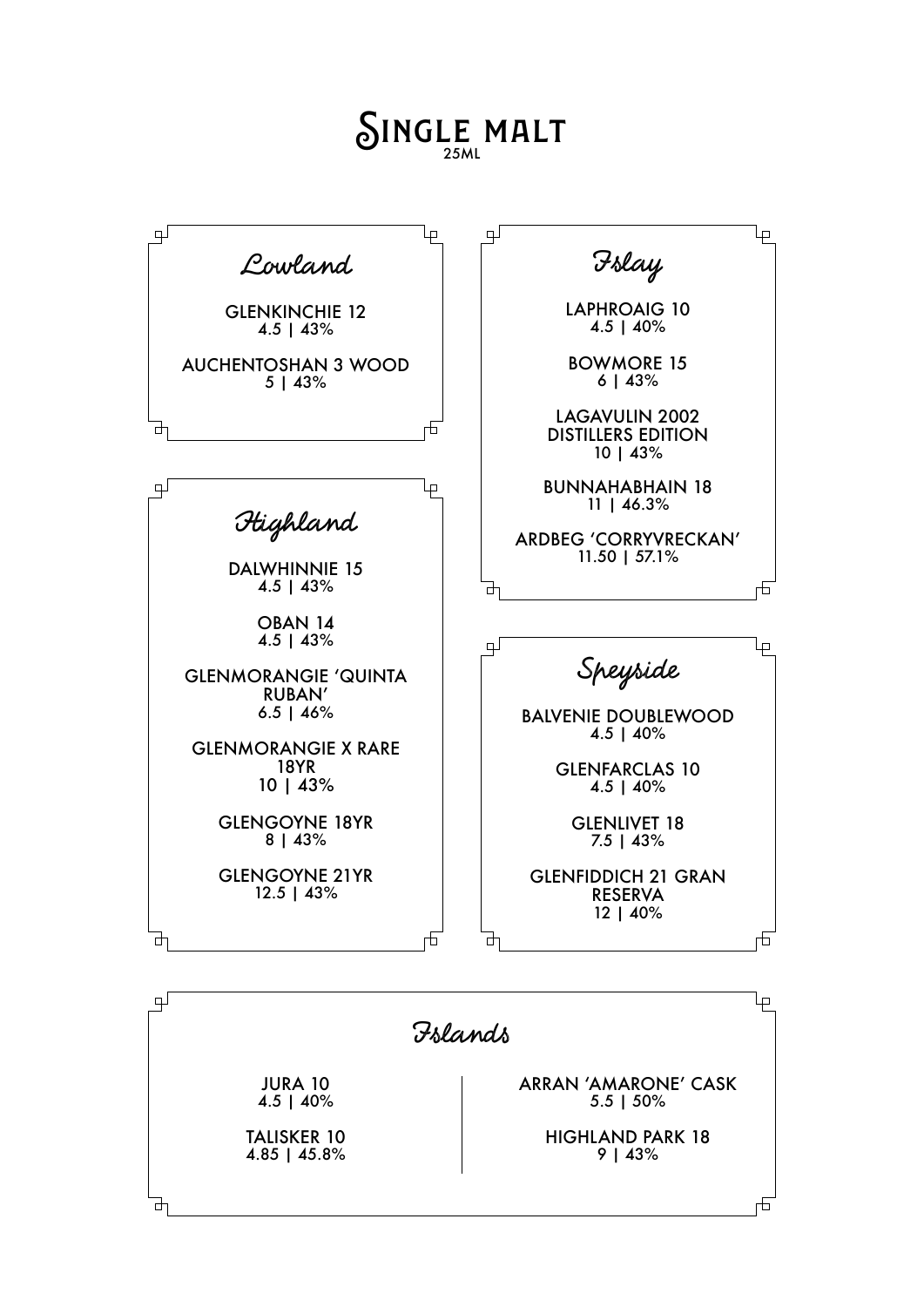# SINGLE MALT

25ML

## Lowland

GLENKINCHIE 12
4.5 | 43%

AUCHENTOSHAN 3 WOOD
5 | 43%

## Highland

DALWHINNIE 15
4.5 | 43%

OBAN 14
4.5 | 43%

GLENMORANGIE 'QUINTA RUBAN'
6.5 | 46%

GLENMORANGIE X RARE 18YR
10 | 43%

GLENGOYNE 18YR
8 | 43%

GLENGOYNE 21YR
12.5 | 43%

## Islay

LAPHROAIG 10
4.5 | 40%

BOWMORE 15
6 | 43%

LAGAVULIN 2002 DISTILLERS EDITION
10 | 43%

BUNNAHABHAIN 18
11 | 46.3%

ARDBEG 'CORRYVRECKAN'
11.50 | 57.1%

## Speyside

BALVENIE DOUBLEWOOD
4.5 | 40%

GLENFARCLAS 10
4.5 | 40%

GLENLIVET 18
7.5 | 43%

GLENFIDDICH 21 GRAN RESERVA
12 | 40%

## Islands

JURA 10
4.5 | 40%

TALISKER 10
4.85 | 45.8%

ARRAN 'AMARONE' CASK
5.5 | 50%

HIGHLAND PARK 18
9 | 43%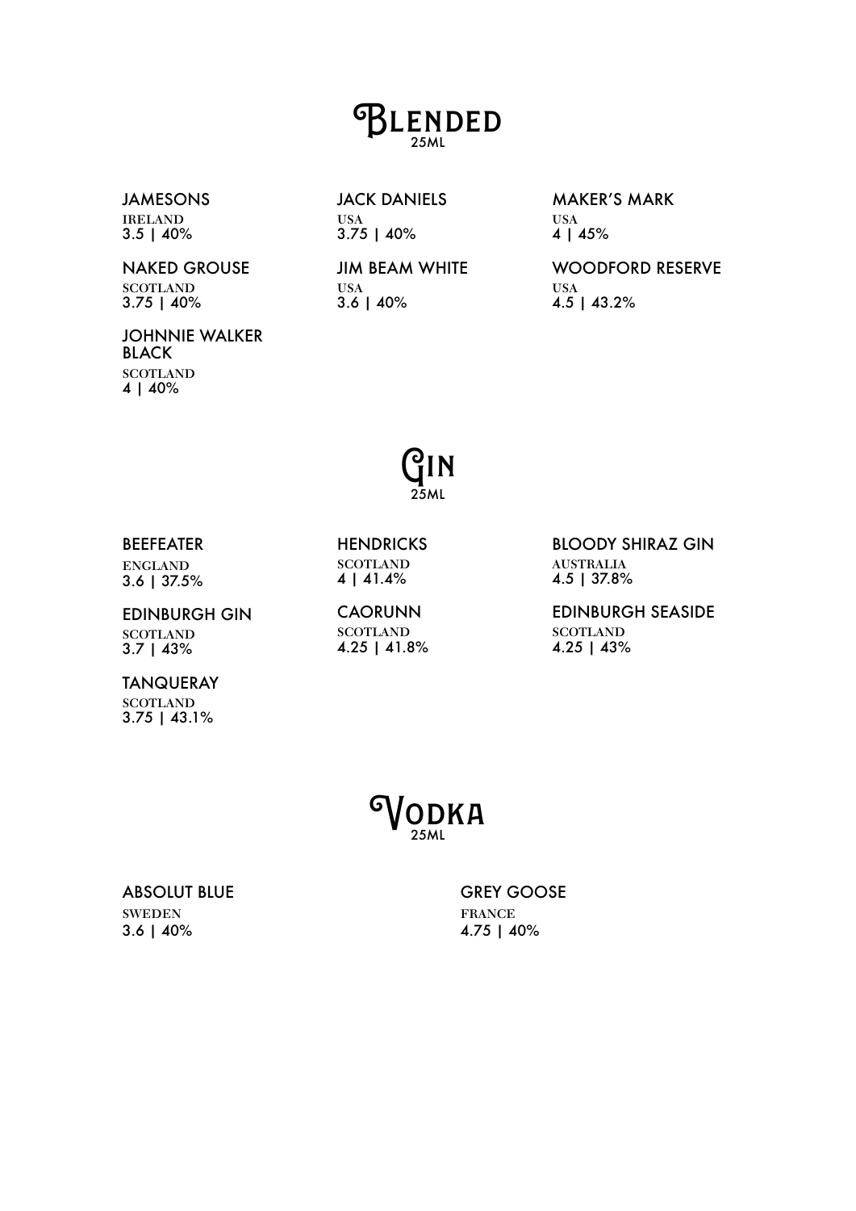# Blended

25ML

JAMESONS
IRELAND
3.5 | 40%

NAKED GROUSE
SCOTLAND
3.75 | 40%

JOHNNIE WALKER BLACK
SCOTLAND
4 | 40%

JACK DANIELS
USA
3.75 | 40%

JIM BEAM WHITE
USA
3.6 | 40%

MAKER'S MARK
USA
4 | 45%

WOODFORD RESERVE
USA
4.5 | 43.2%

# Gin

25ML

BEEFEATER
ENGLAND
3.6 | 37.5%

EDINBURGH GIN
SCOTLAND
3.7 | 43%

TANQUERAY
SCOTLAND
3.75 | 43.1%

HENDRICKS
SCOTLAND
4 | 41.4%

CAORUNN
SCOTLAND
4.25 | 41.8%

BLOODY SHIRAZ GIN
AUSTRALIA
4.5 | 37.8%

EDINBURGH SEASIDE
SCOTLAND
4.25 | 43%

# Vodka

25ML

ABSOLUT BLUE
SWEDEN
3.6 | 40%

GREY GOOSE
FRANCE
4.75 | 40%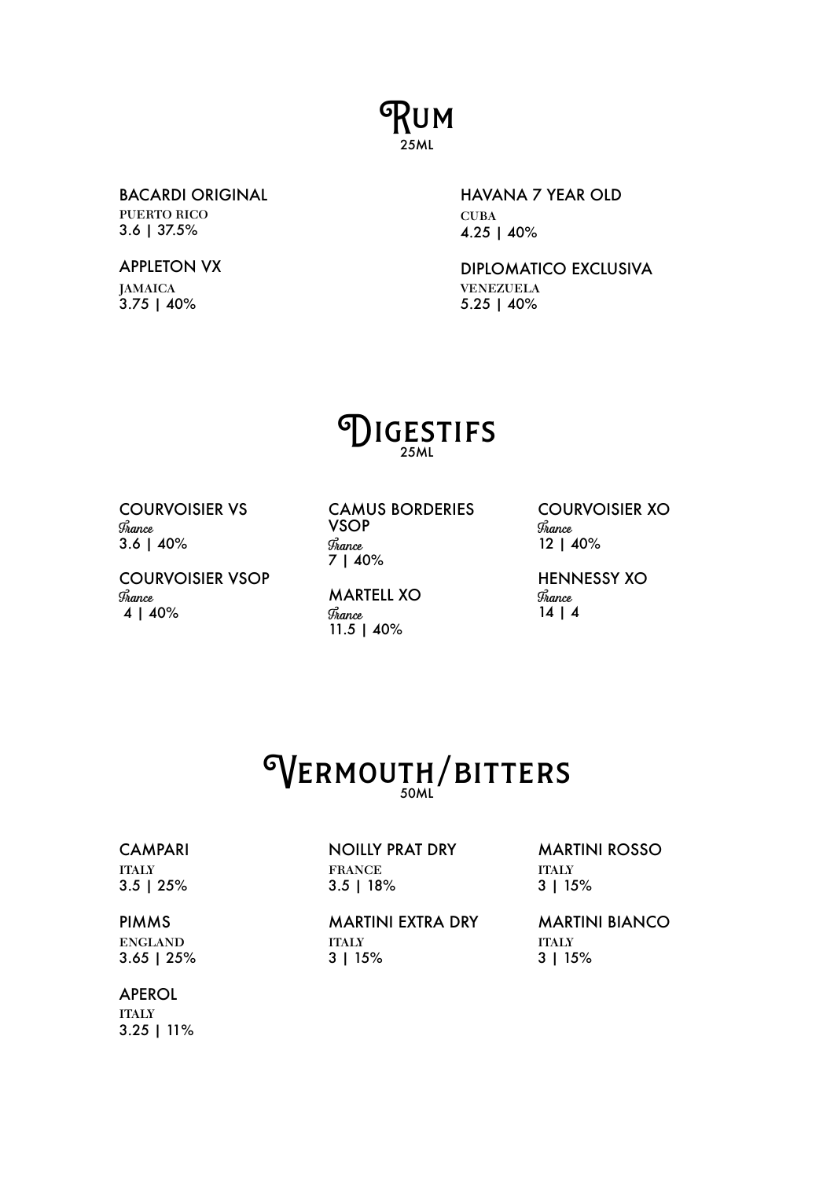# Rum

25ML

BACARDI ORIGINAL
PUERTO RICO
3.6 | 37.5%

APPLETON VX
JAMAICA
3.75 | 40%

HAVANA 7 YEAR OLD
CUBA
4.25 | 40%

DIPLOMATICO EXCLUSIVA
VENEZUELA
5.25 | 40%

# Digestifs

25ML

COURVOISIER VS
*France*
3.6 | 40%

COURVOISIER VSOP
*France*
4 | 40%

CAMUS BORDERIES VSOP
*France*
7 | 40%

MARTELL XO
*France*
11.5 | 40%

COURVOISIER XO
*France*
12 | 40%

HENNESSY XO
*France*
14 | 4

# Vermouth/bitters

50ML

CAMPARI
ITALY
3.5 | 25%

PIMMS
ENGLAND
3.65 | 25%

APEROL
ITALY
3.25 | 11%

NOILLY PRAT DRY
FRANCE
3.5 | 18%

MARTINI EXTRA DRY
ITALY
3 | 15%

MARTINI ROSSO
ITALY
3 | 15%

MARTINI BIANCO
ITALY
3 | 15%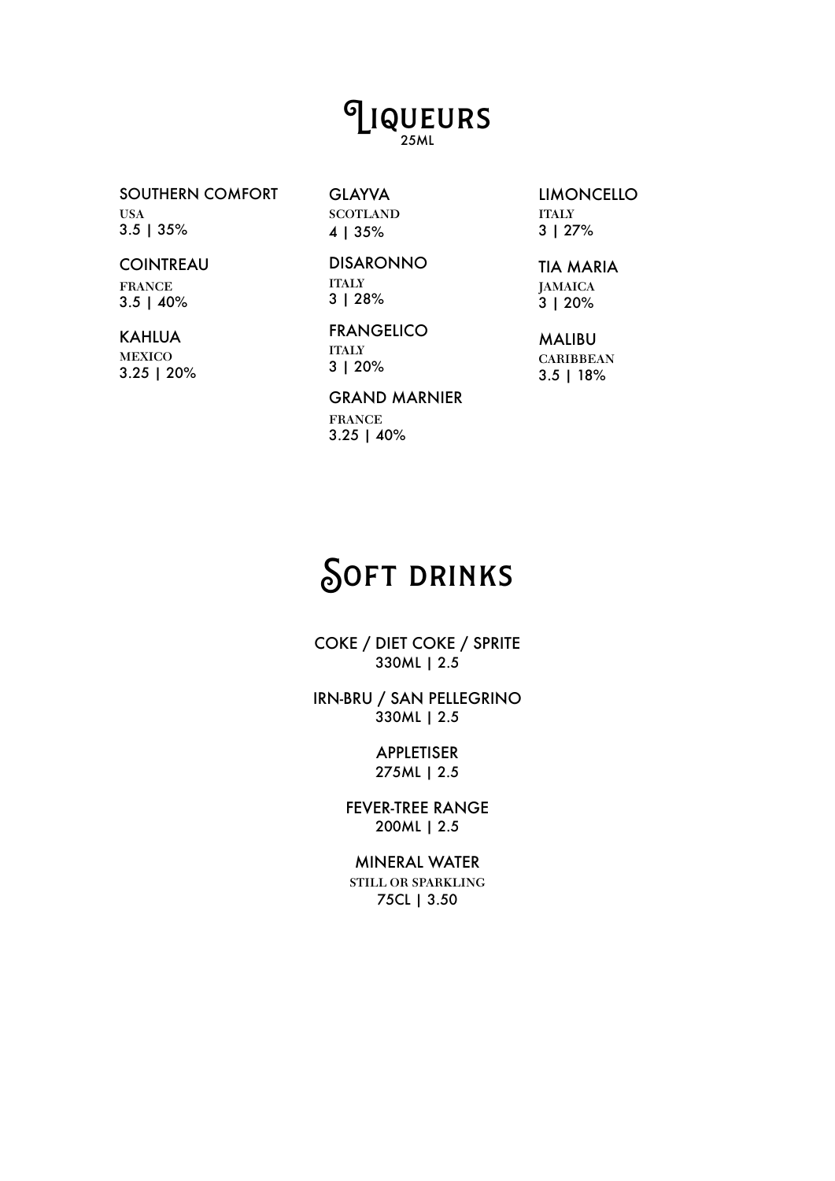# Liqueurs

25ML

SOUTHERN COMFORT
USA
3.5 | 35%

COINTREAU
FRANCE
3.5 | 40%

KAHLUA
MEXICO
3.25 | 20%

GLAYVA
SCOTLAND
4 | 35%

DISARONNO
ITALY
3 | 28%

FRANGELICO
ITALY
3 | 20%

GRAND MARNIER
FRANCE
3.25 | 40%

LIMONCELLO
ITALY
3 | 27%

TIA MARIA
JAMAICA
3 | 20%

MALIBU
CARIBBEAN
3.5 | 18%

# Soft drinks

COKE / DIET COKE / SPRITE
330ML | 2.5

IRN-BRU / SAN PELLEGRINO
330ML | 2.5

APPLETISER
275ML | 2.5

FEVER-TREE RANGE
200ML | 2.5

MINERAL WATER
STILL OR SPARKLING
75CL | 3.50